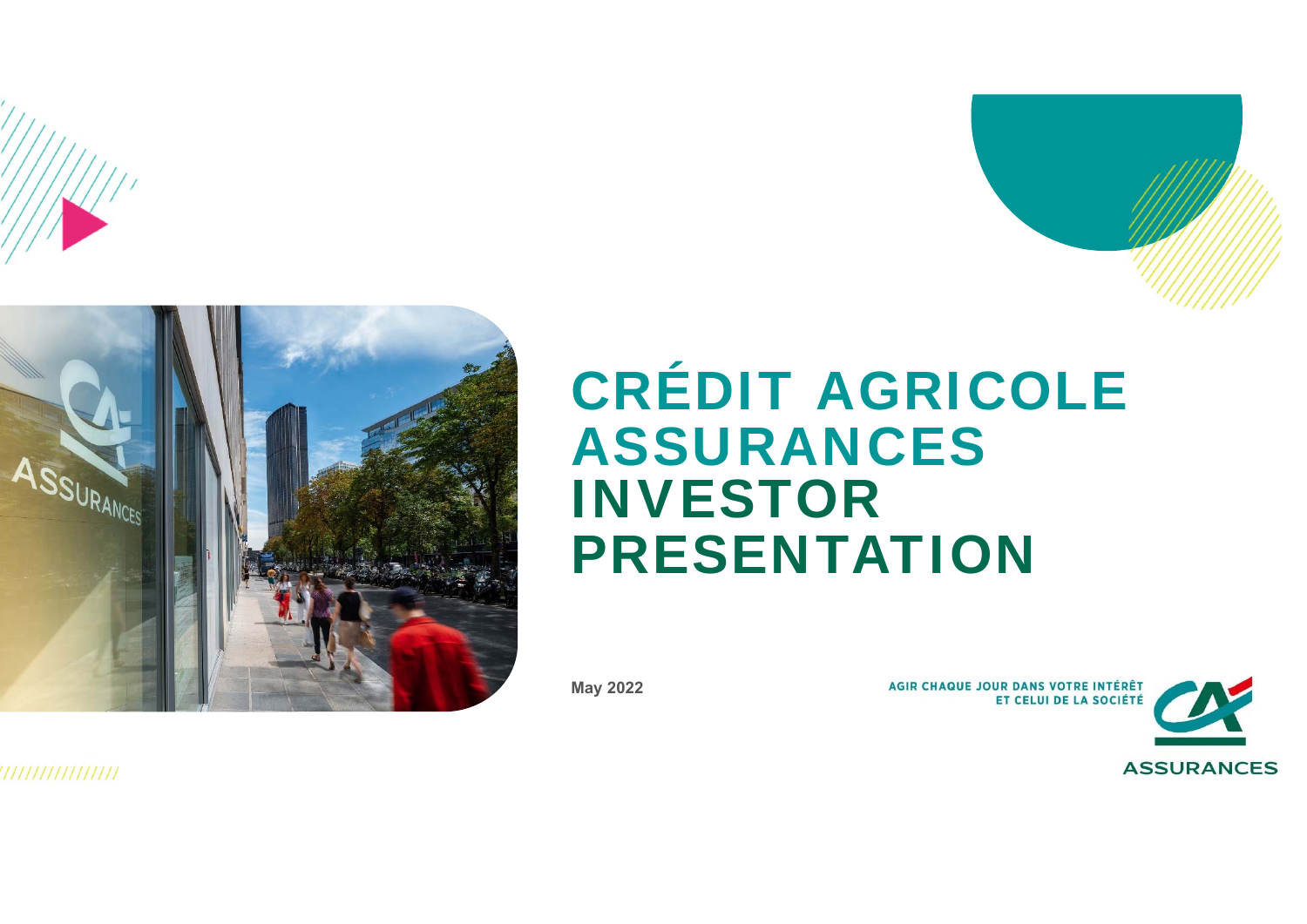# CRÉDIT AGRICOLE ASSURANCES INVESTOR PRESENTATION

May 2022

AGIR CHAQUE JOUR DANS VOTRE INTÉRÊT ET CELUI DE LA SOCIÉTÉ

ASSURANCES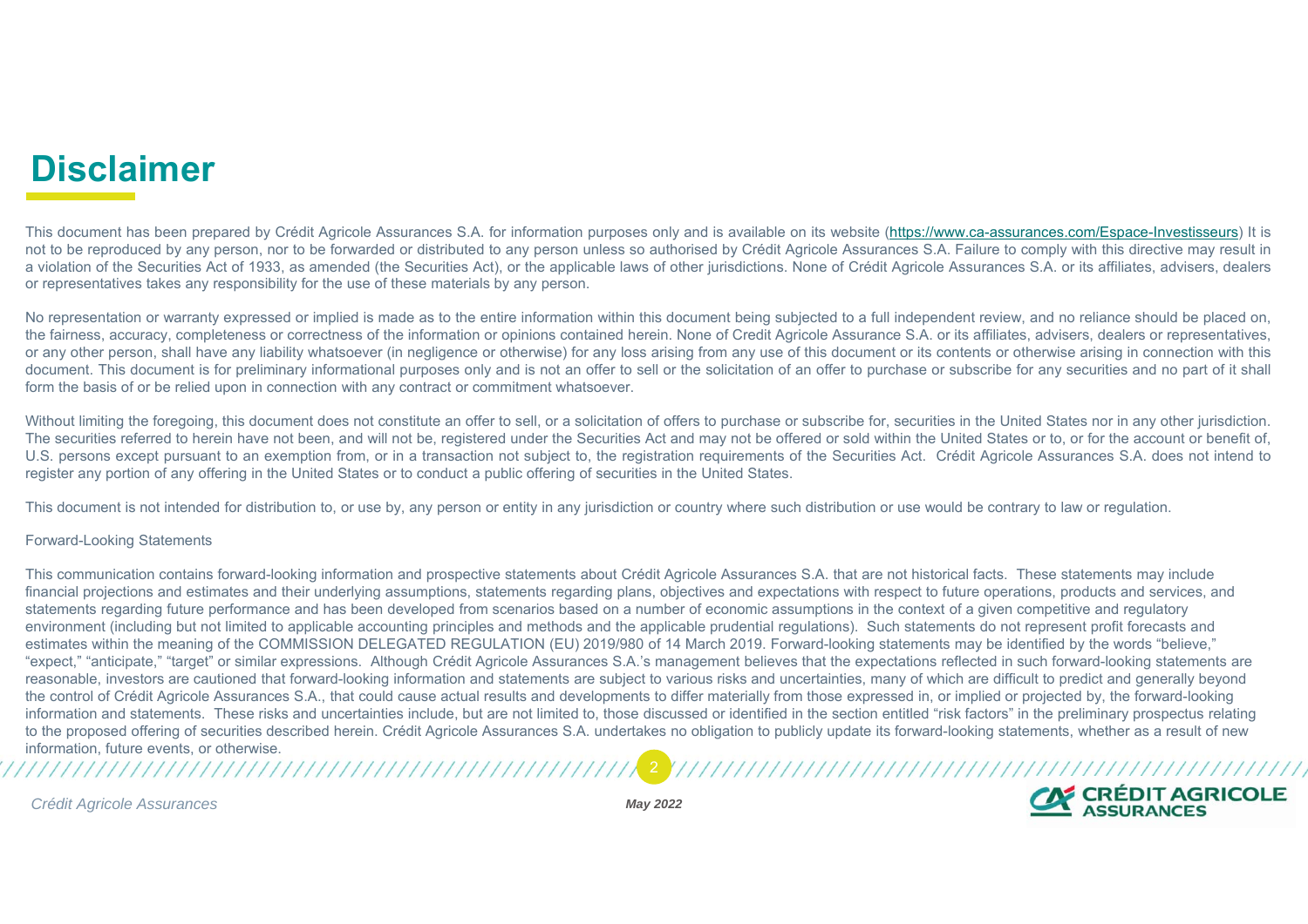# Disclaimer

This document has been prepared by Crédit Agricole Assurances S.A. for information purposes only and is available on its website (https://www.ca-assurances.com/Espace-Investisseurs) It is not to be reproduced by any person, nor to be forwarded or distributed to any person unless so authorised by Crédit Agricole Assurances S.A. Failure to comply with this directive may result in a violation of the Securities Act of 1933, as amended (the Securities Act), or the applicable laws of other jurisdictions. None of Crédit Agricole Assurances S.A. or its affiliates, advisers, dealers or representatives takes any responsibility for the use of these materials by any person.

No representation or warranty expressed or implied is made as to the entire information within this document being subjected to a full independent review, and no reliance should be placed on, the fairness, accuracy, completeness or correctness of the information or opinions contained herein. None of Credit Agricole Assurance S.A. or its affiliates, advisers, dealers or representatives, or any other person, shall have any liability whatsoever (in negligence or otherwise) for any loss arising from any use of this document or its contents or otherwise arising in connection with this document. This document is for preliminary informational purposes only and is not an offer to sell or the solicitation of an offer to purchase or subscribe for any securities and no part of it shall form the basis of or be relied upon in connection with any contract or commitment whatsoever.

Without limiting the foregoing, this document does not constitute an offer to sell, or a solicitation of offers to purchase or subscribe for, securities in the United States nor in any other jurisdiction. The securities referred to herein have not been, and will not be, registered under the Securities Act and may not be offered or sold within the United States or to, or for the account or benefit of, U.S. persons except pursuant to an exemption from, or in a transaction not subject to, the registration requirements of the Securities Act. Crédit Agricole Assurances S.A. does not intend to register any portion of any offering in the United States or to conduct a public offering of securities in the United States.

This document is not intended for distribution to, or use by, any person or entity in any jurisdiction or country where such distribution or use would be contrary to law or regulation.

Forward-Looking Statements

This communication contains forward-looking information and prospective statements about Crédit Agricole Assurances S.A. that are not historical facts. These statements may include financial projections and estimates and their underlying assumptions, statements regarding plans, objectives and expectations with respect to future operations, products and services, and statements regarding future performance and has been developed from scenarios based on a number of economic assumptions in the context of a given competitive and regulatory environment (including but not limited to applicable accounting principles and methods and the applicable prudential regulations). Such statements do not represent profit forecasts and estimates within the meaning of the COMMISSION DELEGATED REGULATION (EU) 2019/980 of 14 March 2019. Forward-looking statements may be identified by the words "believe," "expect," "anticipate," "target" or similar expressions. Although Crédit Agricole Assurances S.A.'s management believes that the expectations reflected in such forward-looking statements are reasonable, investors are cautioned that forward-looking information and statements are subject to various risks and uncertainties, many of which are difficult to predict and generally beyond the control of Crédit Agricole Assurances S.A., that could cause actual results and developments to differ materially from those expressed in, or implied or projected by, the forward-looking information and statements. These risks and uncertainties include, but are not limited to, those discussed or identified in the section entitled "risk factors" in the preliminary prospectus relating to the proposed offering of securities described herein. Crédit Agricole Assurances S.A. undertakes no obligation to publicly update its forward-looking statements, whether as a result of new information, future events, or otherwise.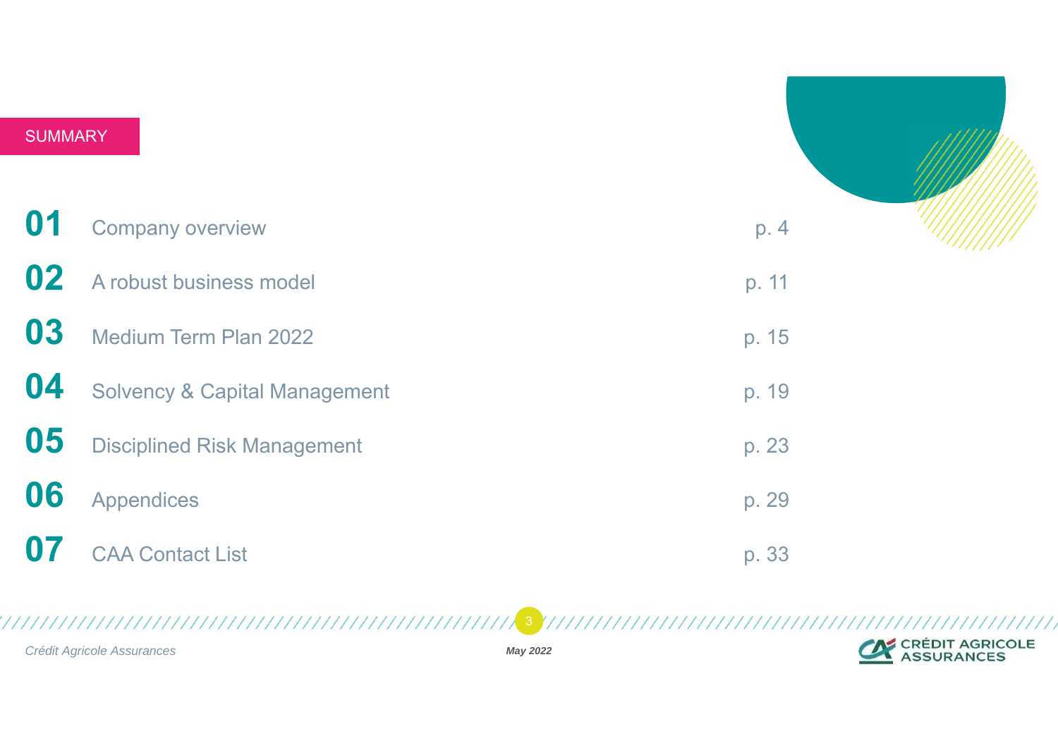# SUMMARY

| | | |
|---|---|---|
| **01** | Company overview | p. 4 |
| **02** | A robust business model | p. 11 |
| **03** | Medium Term Plan 2022 | p. 15 |
| **04** | Solvency & Capital Management | p. 19 |
| **05** | Disciplined Risk Management | p. 23 |
| **06** | Appendices | p. 29 |
| **07** | CAA Contact List | p. 33 |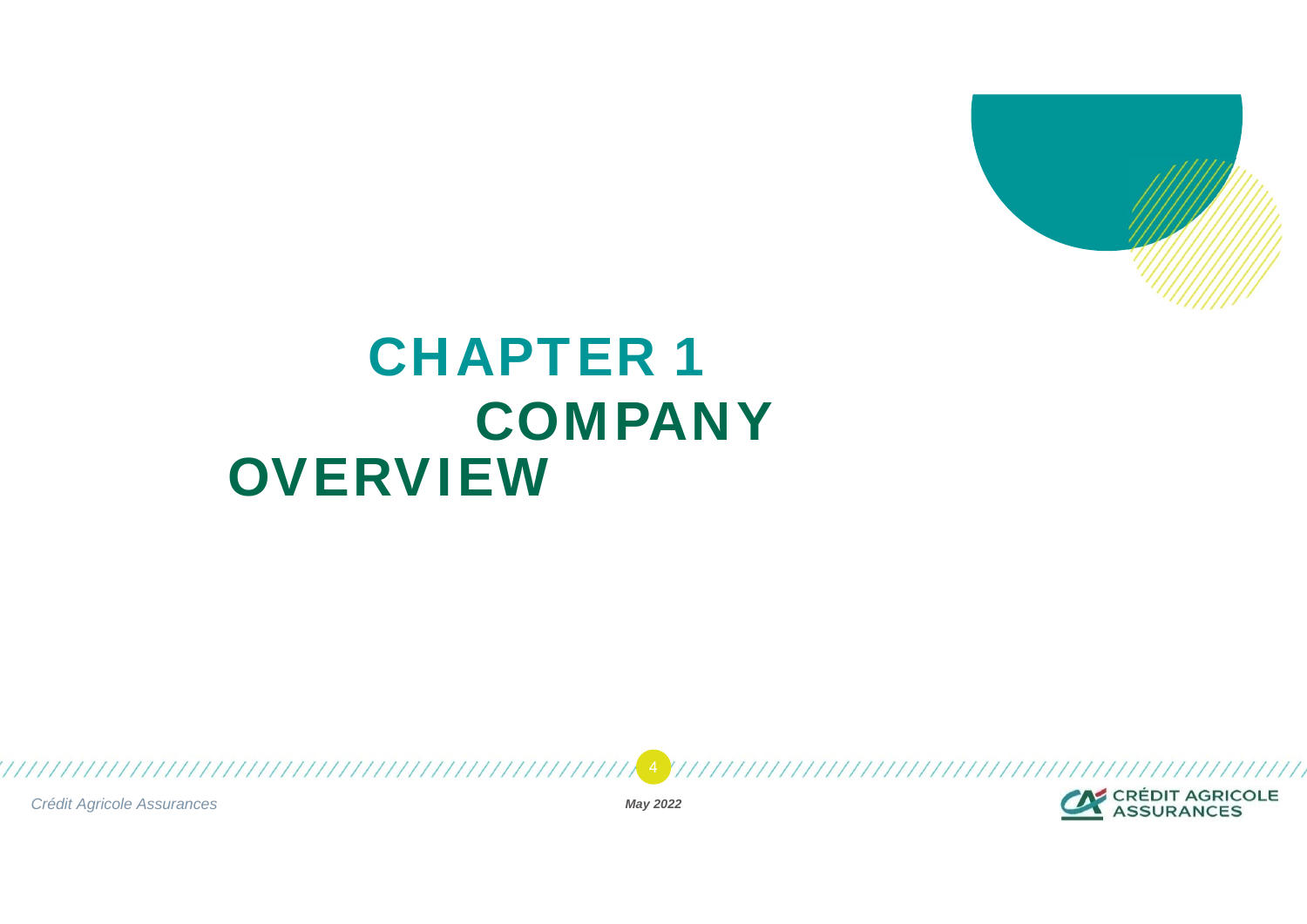# CHAPTER 1
# COMPANY OVERVIEW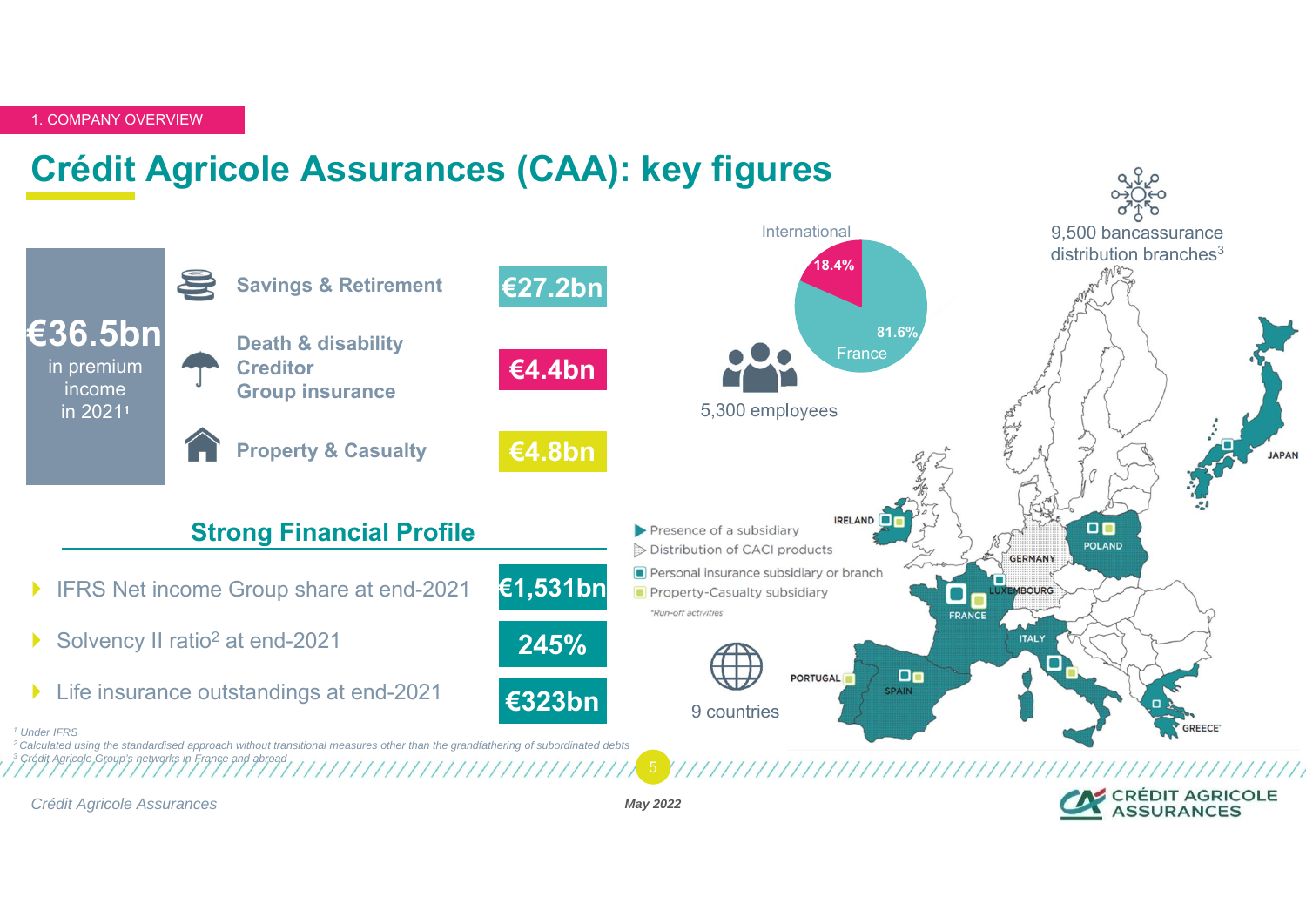# Crédit Agricole Assurances (CAA): key figures

**€36.5bn** in premium income in 2021[1]

| Business line | Premium income |
|---|---|
| Savings & Retirement | €27.2bn |
| Death & disability, Creditor, Group insurance | €4.4bn |
| Property & Casualty | €4.8bn |

## Strong Financial Profile

| Indicator | Value |
|---|---|
| IFRS Net income Group share at end-2021 | €1,531bn |
| Solvency II ratio[2] at end-2021 | 245% |
| Life insurance outstandings at end-2021 | €323bn |

International 18.4% / France 81.6%

5,300 employees

9,500 bancassurance distribution branches[3]

9 countries

- Presence of a subsidiary
- Distribution of CACI products
- Personal insurance subsidiary or branch
- Property-Casualty subsidiary

*Run-off activities

IRELAND, GERMANY, POLAND, LUXEMBOURG, FRANCE, ITALY, PORTUGAL, SPAIN, GREECE*, JAPAN

[1] Under IFRS

[2] Calculated using the standardised approach without transitional measures other than the grandfathering of subordinated debts

[3] Crédit Agricole Group's networks in France and abroad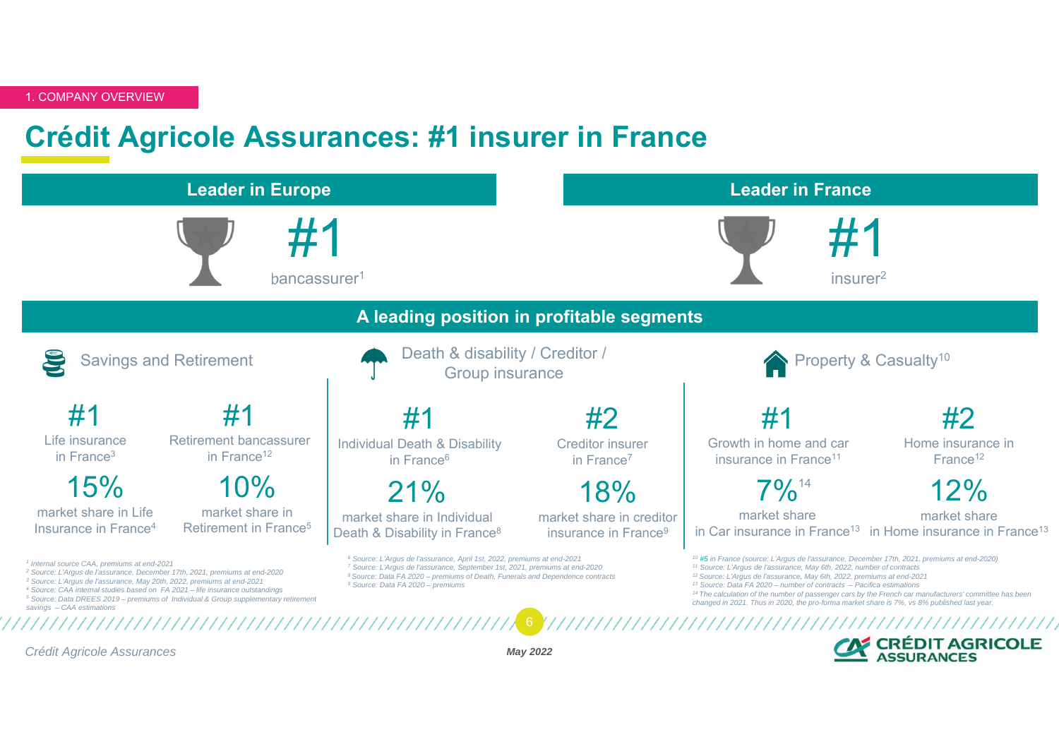1. COMPANY OVERVIEW

# Crédit Agricole Assurances: #1 insurer in France

## Leader in Europe

**#1**

bancassurer[1]

## Leader in France

**#1**

insurer[2]

## A leading position in profitable segments

### Savings and Retirement

**#1**
Life insurance in France[3]

**#1**
Retirement bancassurer in France[12]

**15%**
market share in Life Insurance in France[4]

**10%**
market share in Retirement in France[5]

### Death & disability / Creditor / Group insurance

**#1**
Individual Death & Disability in France[6]

**#2**
Creditor insurer in France[7]

**21%**
market share in Individual Death & Disability in France[8]

**18%**
market share in creditor insurance in France[9]

### Property & Casualty[10]

**#1**
Growth in home and car insurance in France[11]

**#2**
Home insurance in France[12]

**7%**[14]
market share in Car insurance in France[13]

**12%**
market share in Home insurance in France[13]

*[1] Internal source CAA, premiums at end-2021*
*[2] Source: L'Argus de l'assurance, December 17th, 2021, premiums at end-2020*
*[3] Source: L'Argus de l'assurance, May 20th, 2022, premiums at end-2021*
*[4] Source: CAA internal studies based on FA 2021 – life insurance outstandings*
*[5] Source: Data DREES 2019 – premiums of Individual & Group supplementary retirement savings – CAA estimations*
*[6] Source: L'Argus de l'assurance, April 1st, 2022, premiums at end-2021*
*[7] Source: L'Argus de l'assurance, September 1st, 2021, premiums at end-2020*
*[8] Source: Data FA 2020 – premiums of Death, Funerals and Dependence contracts*
*[9] Source: Data FA 2020 – premiums*
*[10] #5 in France (source: L'Argus de l'assurance, December 17th, 2021, premiums at end-2020)*
*[11] Source: L'Argus de l'assurance, May 6th, 2022, number of contracts*
*[12] Source: L'Argus de l'assurance, May 6th, 2022, premiums at end-2021*
*[13] Source: Data FA 2020 – number of contracts – Pacifica estimations*
*[14] The calculation of the number of passenger cars by the French car manufacturers' committee has been changed in 2021. Thus in 2020, the pro-forma market share is 7%, vs 8% published last year.*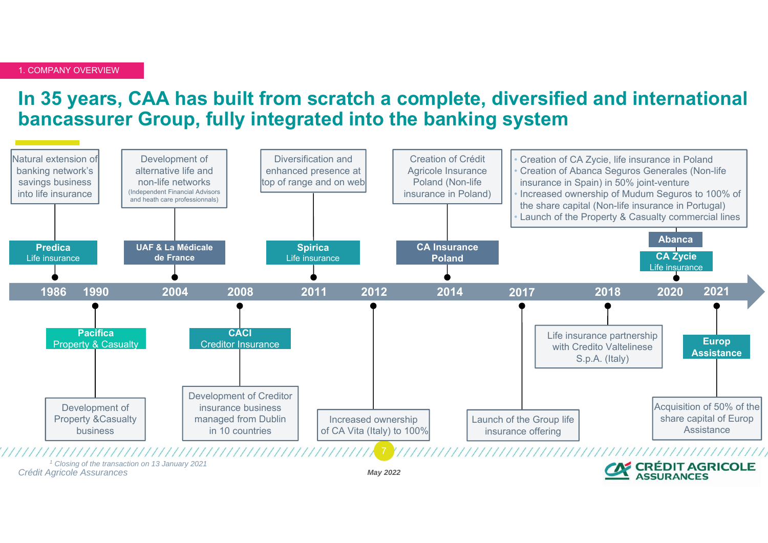1. COMPANY OVERVIEW

# In 35 years, CAA has built from scratch a complete, diversified and international bancassurer Group, fully integrated into the banking system

- **1986 – Predica** (Life insurance): Natural extension of banking network's savings business into life insurance
- **1990 – Pacifica** (Property & Casualty): Development of Property &Casualty business
- **2004 – UAF & La Médicale de France**: Development of alternative life and non-life networks (Independent Financial Advisors and heath care professionnals)
- **2008 – CACI** (Creditor Insurance): Development of Creditor insurance business managed from Dublin in 10 countries
- **2011 – Spirica** (Life insurance): Diversification and enhanced presence at top of range and on web
- **2012**: Increased ownership of CA Vita (Italy) to 100%
- **2014 – CA Insurance Poland**: Creation of Crédit Agricole Insurance Poland (Non-life insurance in Poland)
- **2017**: Launch of the Group life insurance offering
- **2018**: Life insurance partnership with Credito Valtelinese S.p.A. (Italy)
- **2020 – Abanca / CA Zycie** (Life insurance):
  - Creation of CA Zycie, life insurance in Poland
  - Creation of Abanca Seguros Generales (Non-life insurance in Spain) in 50% joint-venture
  - Increased ownership of Mudum Seguros to 100% of the share capital (Non-life insurance in Portugal)
  - Launch of the Property & Casualty commercial lines
- **2021 – Europ Assistance**: Acquisition of 50% of the share capital of Europ Assistance

*[1] Closing of the transaction on 13 January 2021*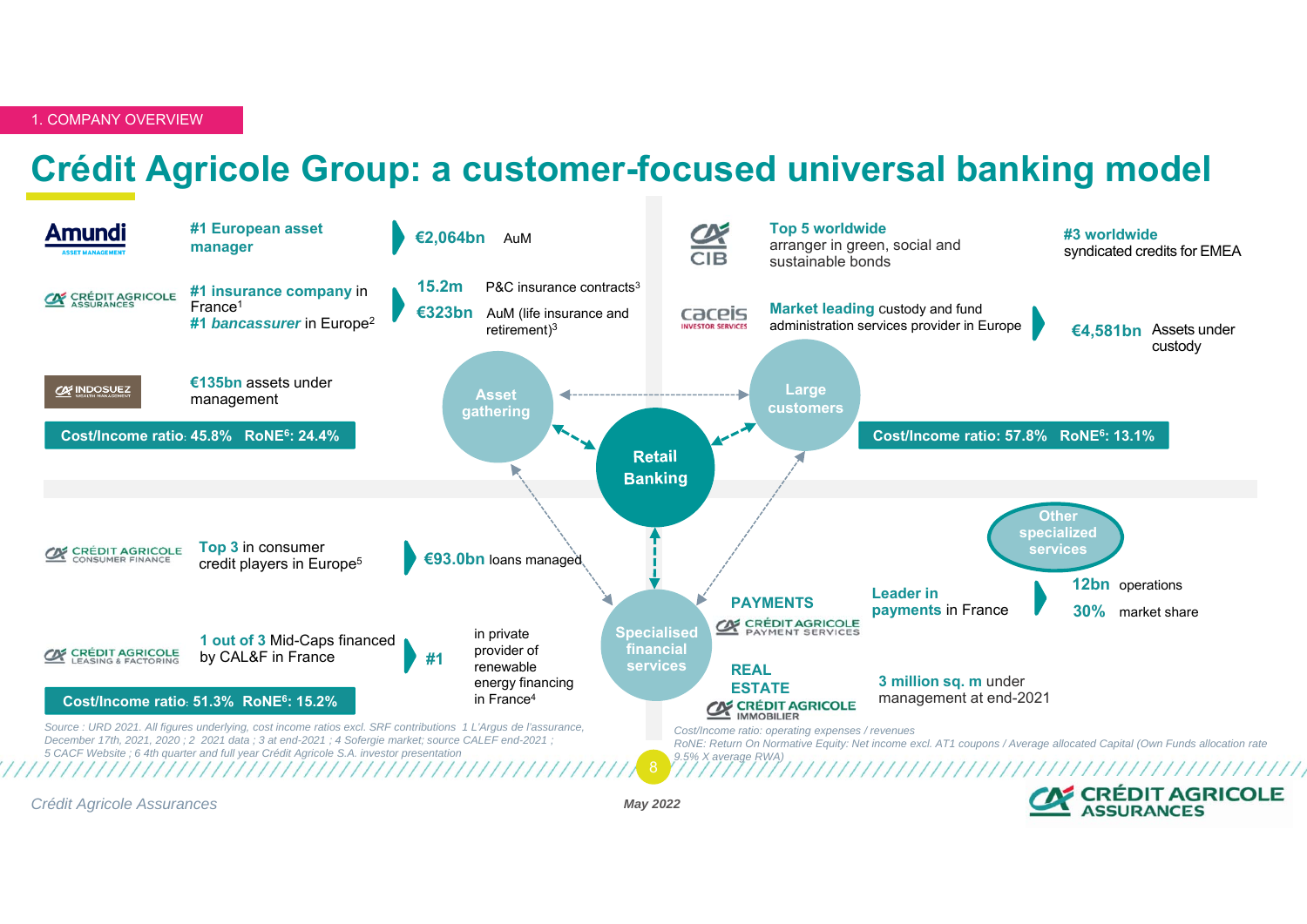1. COMPANY OVERVIEW

# Crédit Agricole Group: a customer-focused universal banking model

## Asset gathering

**Amundi** — **#1 European asset manager** — **€2,064bn** AuM

**Crédit Agricole Assurances** — **#1 insurance company** in France[1]; **#1 *bancassurer*** in Europe[2]
- **15.2m** P&C insurance contracts[3]
- **€323bn** AuM (life insurance and retirement)[3]

**Indosuez Wealth Management** — **€135bn** assets under management

**Cost/Income ratio: 45.8% RoNE[6]: 24.4%**

## Large customers

**CA CIB** — **Top 5 worldwide** arranger in green, social and sustainable bonds; **#3 worldwide** syndicated credits for EMEA

**Caceis Investor Services** — **Market leading** custody and fund administration services provider in Europe — **€4,581bn** Assets under custody

**Cost/Income ratio: 57.8% RoNE[6]: 13.1%**

## Retail Banking

## Specialised financial services

**Crédit Agricole Consumer Finance** — **Top 3** in consumer credit players in Europe[5] — **€93.0bn** loans managed

**Crédit Agricole Leasing & Factoring** — **1 out of 3** Mid-Caps financed by CAL&F in France — **#1** in private provider of renewable energy financing in France[4]

**Cost/Income ratio: 51.3% RoNE[6]: 15.2%**

## Other specialised services

**PAYMENTS** — Crédit Agricole Payment Services — **Leader in payments** in France
- **12bn** operations
- **30%** market share

**REAL ESTATE** — Crédit Agricole Immobilier — **3 million sq. m** under management at end-2021

*Source : URD 2021. All figures underlying, cost income ratios excl. SRF contributions 1 L'Argus de l'assurance, December 17th, 2021, 2020 ; 2 2021 data ; 3 at end-2021 ; 4 Sofergie market; source CALEF end-2021 ; 5 CACF Website ; 6 4th quarter and full year Crédit Agricole S.A. investor presentation*

*Cost/Income ratio: operating expenses / revenues*
*RoNE: Return On Normative Equity: Net income excl. AT1 coupons / Average allocated Capital (Own Funds allocation rate 9.5% X average RWA)*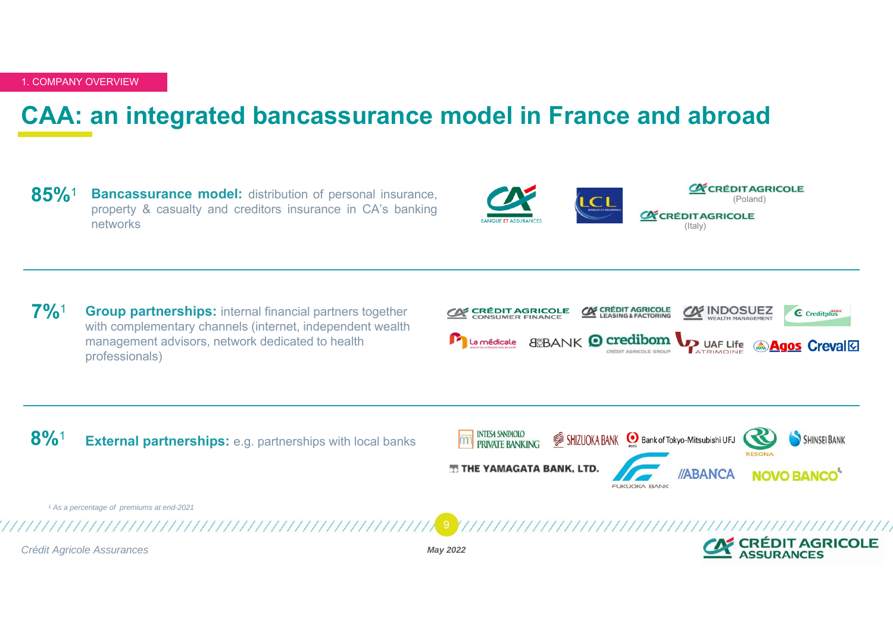1. COMPANY OVERVIEW

# CAA: an integrated bancassurance model in France and abroad

**85%**[1] **Bancassurance model:** distribution of personal insurance, property & casualty and creditors insurance in CA's banking networks

CRÉDIT AGRICOLE BANQUE ET ASSURANCES — LCL — CRÉDIT AGRICOLE (Poland) — CRÉDIT AGRICOLE (Italy)

**7%**[1] **Group partnerships:** internal financial partners together with complementary channels (internet, independent wealth management advisors, network dedicated to health professionals)

CRÉDIT AGRICOLE CONSUMER FINANCE — CRÉDIT AGRICOLE LEASING & FACTORING — INDOSUEZ WEALTH MANAGEMENT — Creditplus BANK — La médicale — BforBANK — credibom CRÉDIT AGRICOLE GROUP — UAF Life PATRIMOINE — Agos — Creval

**8%**[1] **External partnerships:** e.g. partnerships with local banks

INTESA SANPAOLO PRIVATE BANKING — SHIZUOKA BANK — Bank of Tokyo-Mitsubishi UFJ — RESONA — SHINSEI BANK — THE YAMAGATA BANK, LTD. — FUKUOKA BANK — ABANCA — NOVO BANCO

[1] As a percentage of premiums at end-2021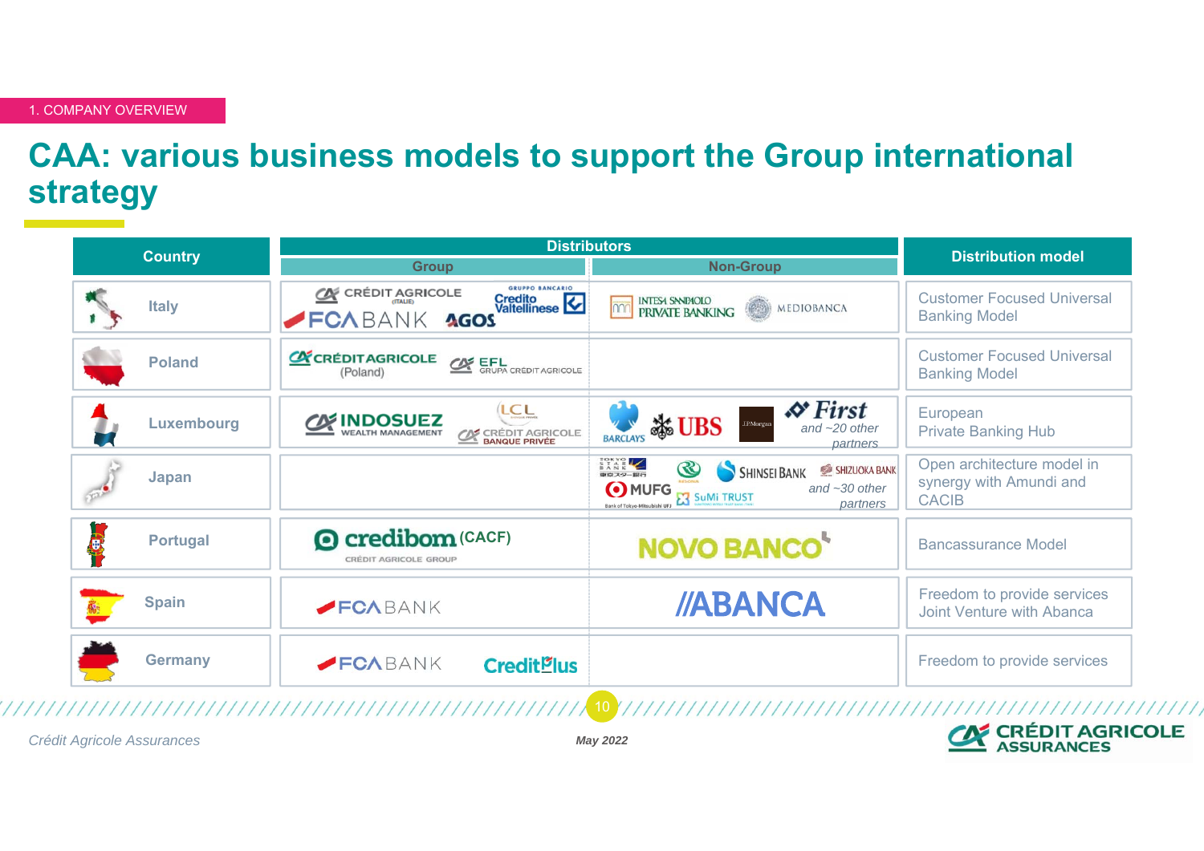1. COMPANY OVERVIEW

# CAA: various business models to support the Group international strategy

| Country | Distributors – Group | Distributors – Non-Group | Distribution model |
|---|---|---|---|
| Italy | CRÉDIT AGRICOLE (ITALIE), Gruppo Bancario Credito Valtellinese, FCA BANK, AGOS | INTESA SANPAOLO PRIVATE BANKING, MEDIOBANCA | Customer Focused Universal Banking Model |
| Poland | CRÉDIT AGRICOLE (Poland), EFL GRUPA CRÉDIT AGRICOLE | | Customer Focused Universal Banking Model |
| Luxembourg | INDOSUEZ WEALTH MANAGEMENT, LCL CRÉDIT AGRICOLE BANQUE PRIVÉE | BARCLAYS, UBS, J.P.Morgan, First *and ~20 other partners* | European Private Banking Hub |
| Japan | | Tokyo Star Bank, Resona, SHINSEI BANK, SHIZUOKA BANK, MUFG Bank of Tokyo-Mitsubishi UFJ, SuMi TRUST *and ~30 other partners* | Open architecture model in synergy with Amundi and CACIB |
| Portugal | credibom (CACF) CRÉDIT AGRICOLE GROUP | NOVO BANCO | Bancassurance Model |
| Spain | FCA BANK | ABANCA | Freedom to provide services Joint Venture with Abanca |
| Germany | FCA BANK, CreditPlus | | Freedom to provide services |

*Crédit Agricole Assurances*

*May 2022*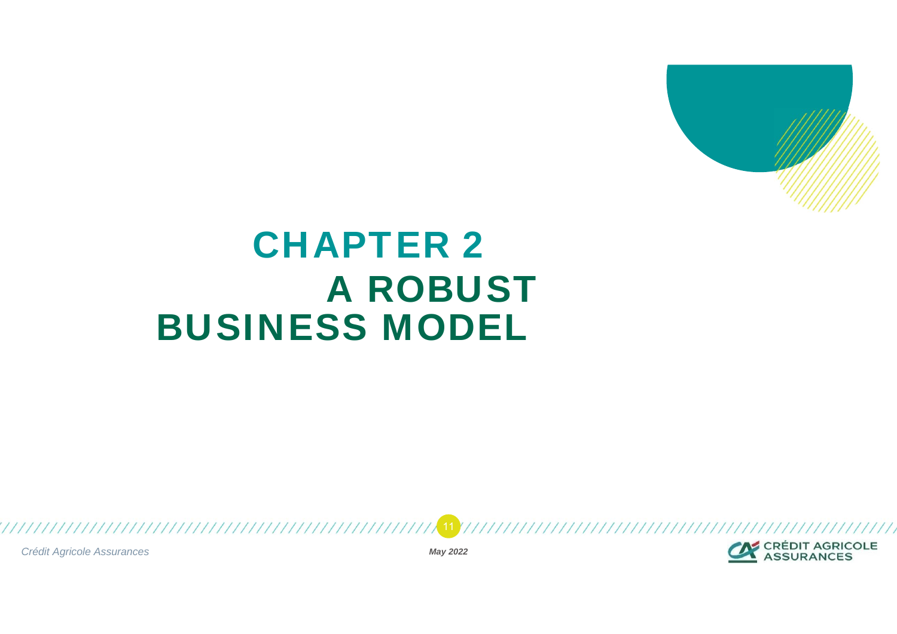# CHAPTER 2

# A ROBUST BUSINESS MODEL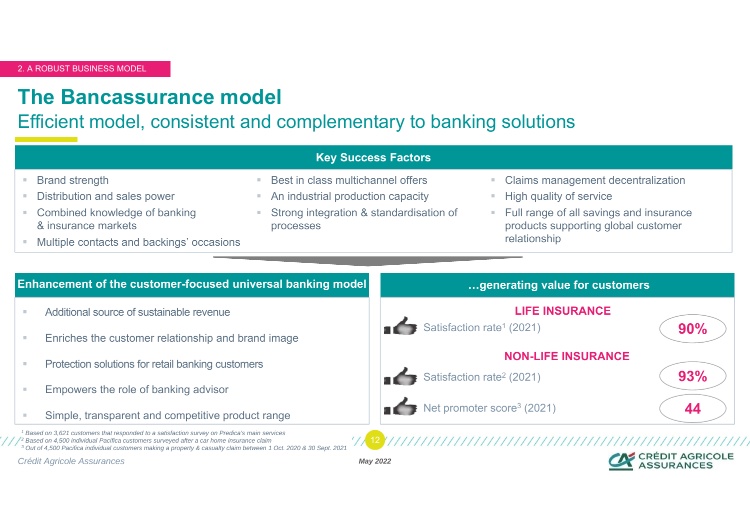2. A ROBUST BUSINESS MODEL

# The Bancassurance model

## Efficient model, consistent and complementary to banking solutions

### Key Success Factors

- Brand strength
- Distribution and sales power
- Combined knowledge of banking & insurance markets
- Multiple contacts and backings' occasions
- Best in class multichannel offers
- An industrial production capacity
- Strong integration & standardisation of processes
- Claims management decentralization
- High quality of service
- Full range of all savings and insurance products supporting global customer relationship

### Enhancement of the customer-focused universal banking model

- Additional source of sustainable revenue
- Enriches the customer relationship and brand image
- Protection solutions for retail banking customers
- Empowers the role of banking advisor
- Simple, transparent and competitive product range

### …generating value for customers

**LIFE INSURANCE**

| | |
|---|---|
| Satisfaction rate[1] (2021) | **90%** |

**NON-LIFE INSURANCE**

| | |
|---|---|
| Satisfaction rate[2] (2021) | **93%** |
| Net promoter score[3] (2021) | **44** |

*[1] Based on 3,621 customers that responded to a satisfaction survey on Predica's main services*
*[2] Based on 4,500 individual Pacifica customers surveyed after a car home insurance claim*
*[3] Out of 4,500 Pacifica individual customers making a property & casualty claim between 1 Oct. 2020 & 30 Sept. 2021*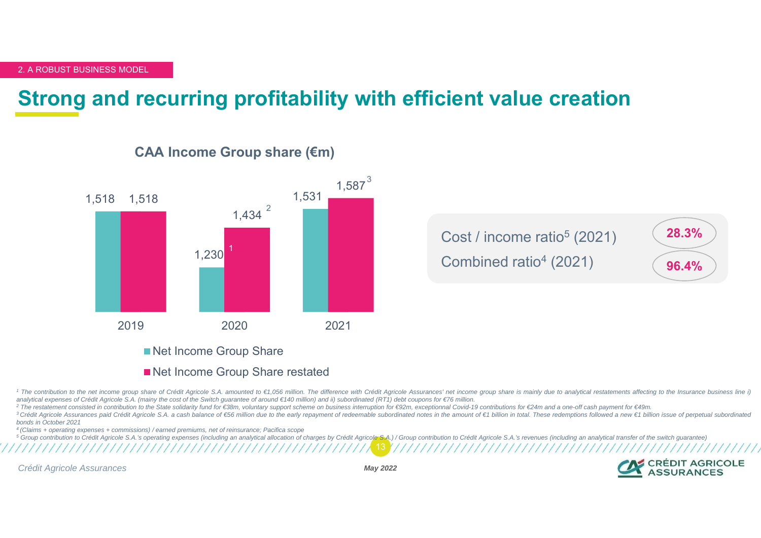2. A ROBUST BUSINESS MODEL

# Strong and recurring profitability with efficient value creation

## CAA Income Group share (€m)

| | 2019 | 2020 | 2021 |
|---|---|---|---|
| Net Income Group Share | 1,518 | 1,230 | 1,531 |
| Net Income Group Share restated | 1,518 | 1,434[2] | 1,587[3] |

Footnote marker [1] appears beside the 2020 Net Income Group Share bar.

| | |
|---|---|
| Cost / income ratio[5] (2021) | **28.3%** |
| Combined ratio[4] (2021) | **96.4%** |

*[1] The contribution to the net income group share of Crédit Agricole S.A. amounted to €1,056 million. The difference with Crédit Agricole Assurances' net income group share is mainly due to analytical restatements affecting to the Insurance business line i) analytical expenses of Crédit Agricole S.A. (mainy the cost of the Switch guarantee of around €140 million) and ii) subordinated (RT1) debt coupons for €76 million.*

*[2] The restatement consisted in contribution to the State solidarity fund for €38m, voluntary support scheme on business interruption for €92m, exceptionnal Covid-19 contributions for €24m and a one-off cash payment for €49m.*

*[3] Crédit Agricole Assurances paid Crédit Agricole S.A. a cash balance of €56 million due to the early repayment of redeemable subordinated notes in the amount of €1 billion in total. These redemptions followed a new €1 billion issue of perpetual subordinated bonds in October 2021*

*[4] (Claims + operating expenses + commissions) / earned premiums, net of reinsurance; Pacifica scope*

*[5] Group contribution to Crédit Agricole S.A.'s operating expenses (including an analytical allocation of charges by Crédit Agricole S.A.) / Group contribution to Crédit Agricole S.A.'s revenues (including an analytical transfer of the switch guarantee)*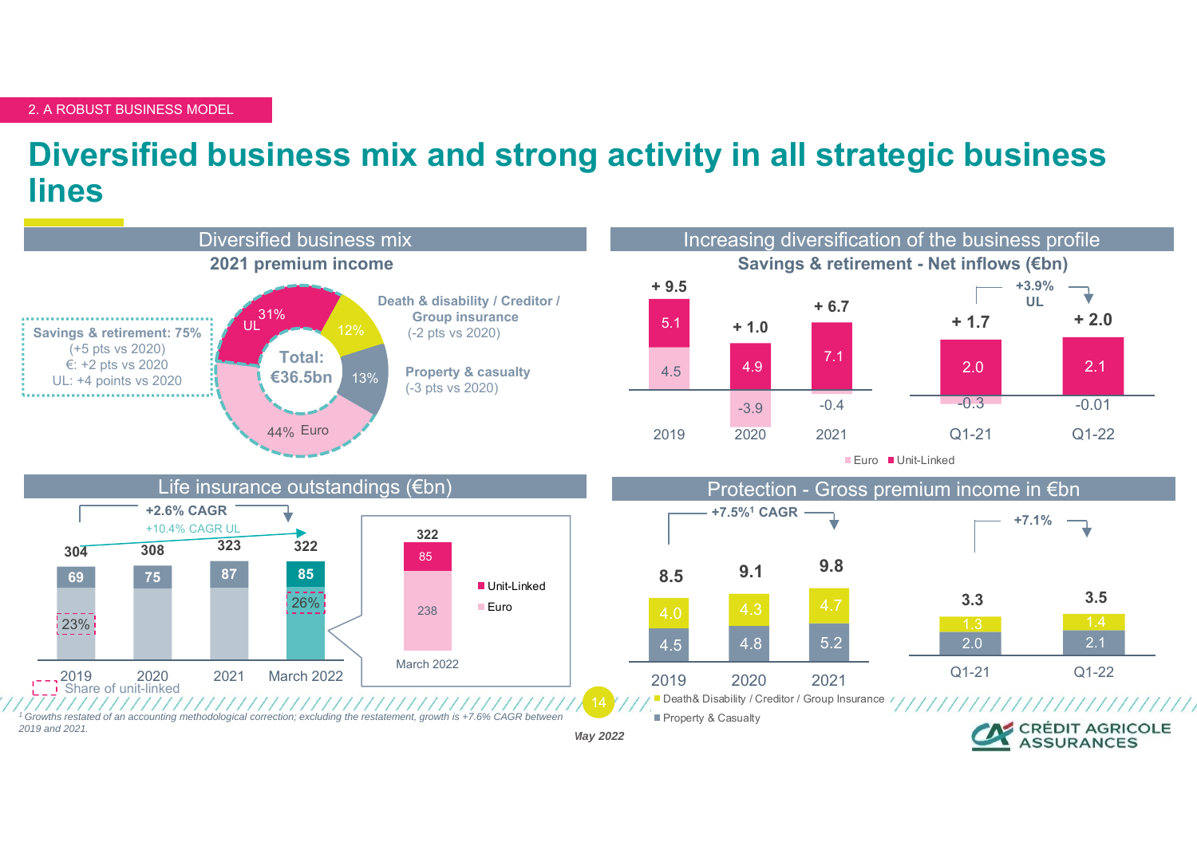2. A ROBUST BUSINESS MODEL

# Diversified business mix and strong activity in all strategic business lines

## Diversified business mix

### 2021 premium income

Total: €36.5bn

- **Savings & retirement: 75%** (+5 pts vs 2020)
  - €: +2 pts vs 2020
  - UL: +4 points vs 2020
  - UL 31%
  - Euro 44%
- **Death & disability / Creditor / Group insurance** 12% (-2 pts vs 2020)
- **Property & casualty** 13% (-3 pts vs 2020)

## Increasing diversification of the business profile

### Savings & retirement - Net inflows (€bn)

| | 2019 | 2020 | 2021 | Q1-21 | Q1-22 |
|---|---|---|---|---|---|
| Euro | 4.5 | -3.9 | -0.4 | -0.3 | -0.01 |
| Unit-Linked | 5.1 | 4.9 | 7.1 | 2.0 | 2.1 |
| Total | + 9.5 | + 1.0 | + 6.7 | + 1.7 | + 2.0 |

+3.9% UL (Q1-21 to Q1-22)

## Life insurance outstandings (€bn)

+2.6% CAGR; +10.4% CAGR UL

| | 2019 | 2020 | 2021 | March 2022 |
|---|---|---|---|---|
| Unit-Linked | 69 | 75 | 87 | 85 |
| Total | 304 | 308 | 323 | 322 |
| Share of unit-linked | 23% | | | 26% |

March 2022: 322 — Unit-Linked 85, Euro 238

## Protection - Gross premium income in €bn

| | 2019 | 2020 | 2021 | Q1-21 | Q1-22 |
|---|---|---|---|---|---|
| Death& Disability / Creditor / Group Insurance | 4.0 | 4.3 | 4.7 | 1.3 | 1.4 |
| Property & Casualty | 4.5 | 4.8 | 5.2 | 2.0 | 2.1 |
| Total | 8.5 | 9.1 | 9.8 | 3.3 | 3.5 |

+7.5%[1] CAGR (2019–2021); +7.1% (Q1-21 to Q1-22)

[1] Growths restated of an accounting methodological correction; excluding the restatement, growth is +7.6% CAGR between 2019 and 2021.

May 2022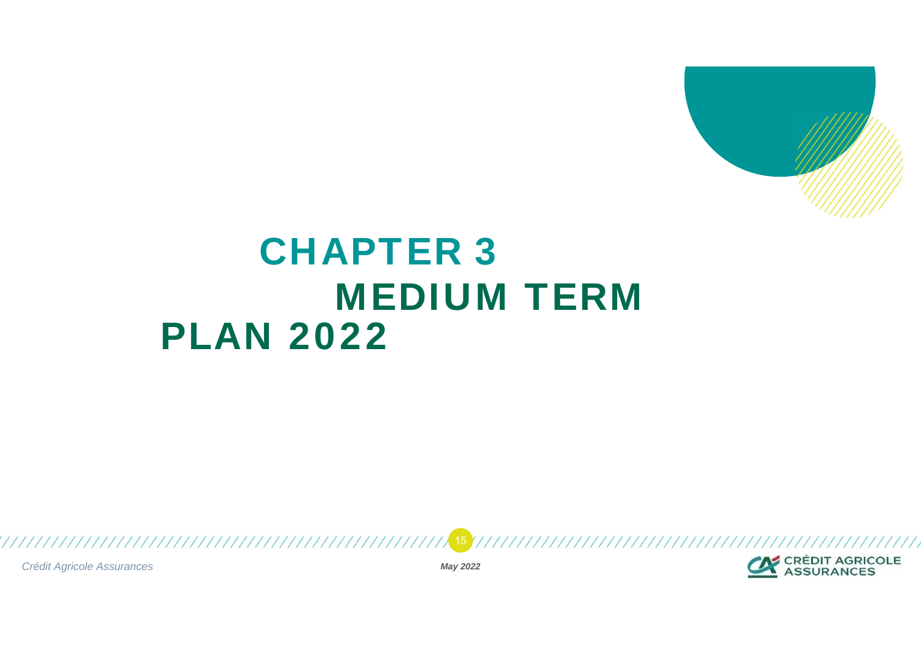# CHAPTER 3

## MEDIUM TERM PLAN 2022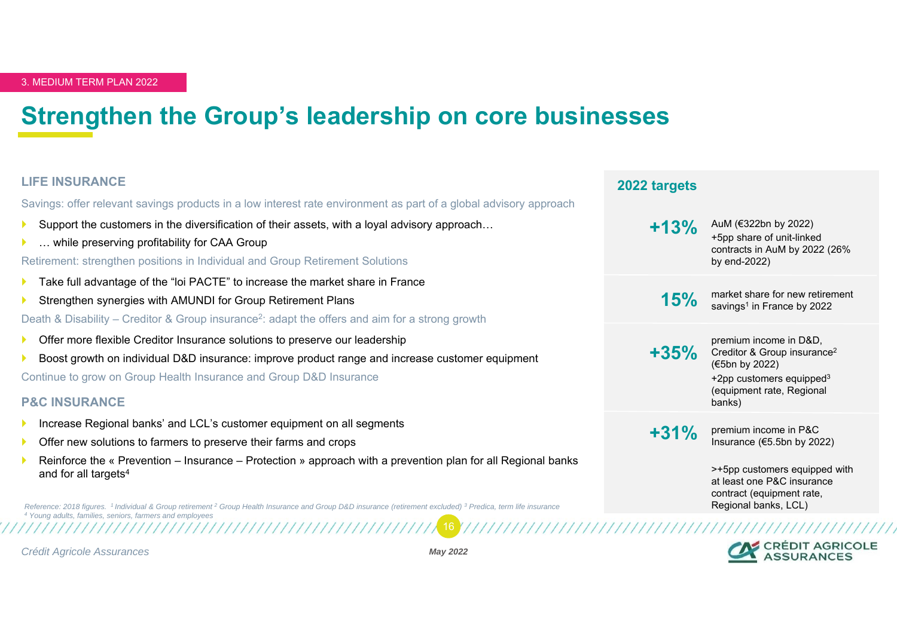3. MEDIUM TERM PLAN 2022

# Strengthen the Group's leadership on core businesses

## LIFE INSURANCE

Savings: offer relevant savings products in a low interest rate environment as part of a global advisory approach

- Support the customers in the diversification of their assets, with a loyal advisory approach…
- … while preserving profitability for CAA Group

Retirement: strengthen positions in Individual and Group Retirement Solutions

- Take full advantage of the "loi PACTE" to increase the market share in France
- Strengthen synergies with AMUNDI for Group Retirement Plans

Death & Disability – Creditor & Group insurance[2]: adapt the offers and aim for a strong growth

- Offer more flexible Creditor Insurance solutions to preserve our leadership
- Boost growth on individual D&D insurance: improve product range and increase customer equipment

Continue to grow on Group Health Insurance and Group D&D Insurance

## P&C INSURANCE

- Increase Regional banks' and LCL's customer equipment on all segments
- Offer new solutions to farmers to preserve their farms and crops
- Reinforce the « Prevention – Insurance – Protection » approach with a prevention plan for all Regional banks and for all targets[4]

### 2022 targets

| | |
|---|---|
| **+13%** | AuM (€322bn by 2022)<br>+5pp share of unit-linked contracts in AuM by 2022 (26% by end-2022) |
| **15%** | market share for new retirement savings[1] in France by 2022 |
| **+35%** | premium income in D&D, Creditor & Group insurance[2] (€5bn by 2022)<br>+2pp customers equipped[3] (equipment rate, Regional banks) |
| **+31%** | premium income in P&C Insurance (€5.5bn by 2022)<br>>+5pp customers equipped with at least one P&C insurance contract (equipment rate, Regional banks, LCL) |

*Reference: 2018 figures. [1] Individual & Group retirement [2] Group Health Insurance and Group D&D insurance (retirement excluded) [3] Predica, term life insurance [4] Young adults, families, seniors, farmers and employees*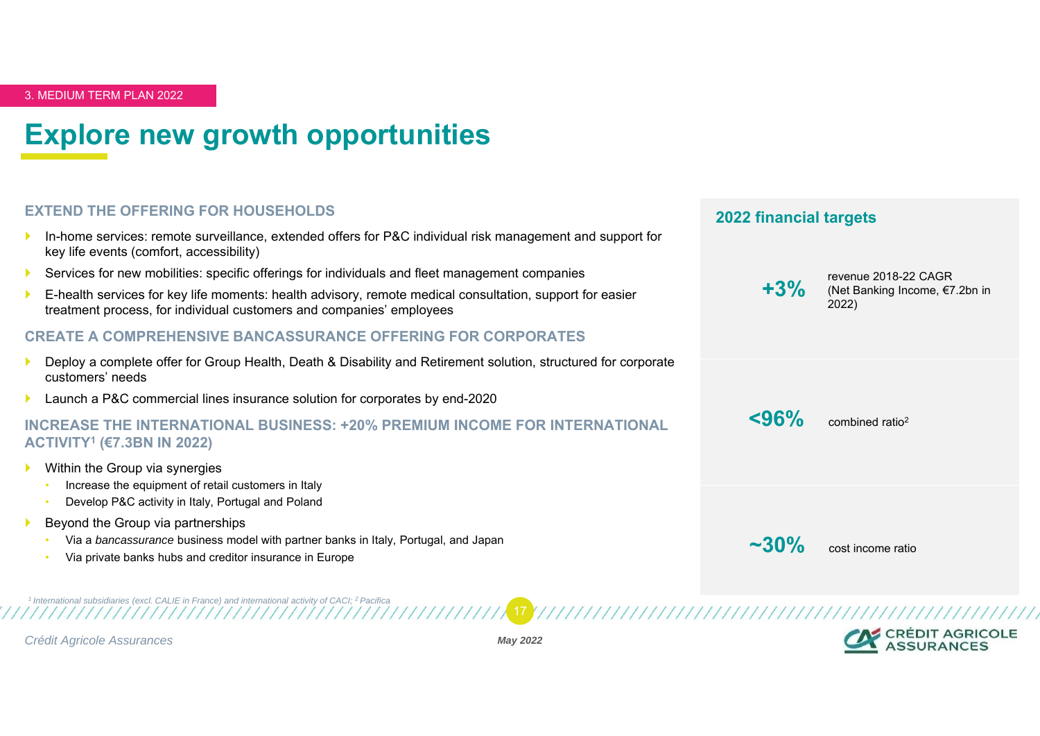3. MEDIUM TERM PLAN 2022

# Explore new growth opportunities

### EXTEND THE OFFERING FOR HOUSEHOLDS

- In-home services: remote surveillance, extended offers for P&C individual risk management and support for key life events (comfort, accessibility)
- Services for new mobilities: specific offerings for individuals and fleet management companies
- E-health services for key life moments: health advisory, remote medical consultation, support for easier treatment process, for individual customers and companies' employees

### CREATE A COMPREHENSIVE BANCASSURANCE OFFERING FOR CORPORATES

- Deploy a complete offer for Group Health, Death & Disability and Retirement solution, structured for corporate customers' needs
- Launch a P&C commercial lines insurance solution for corporates by end-2020

### INCREASE THE INTERNATIONAL BUSINESS: +20% PREMIUM INCOME FOR INTERNATIONAL ACTIVITY[1] (€7.3BN IN 2022)

- Within the Group via synergies
  - Increase the equipment of retail customers in Italy
  - Develop P&C activity in Italy, Portugal and Poland
- Beyond the Group via partnerships
  - Via a *bancassurance* business model with partner banks in Italy, Portugal, and Japan
  - Via private banks hubs and creditor insurance in Europe

### 2022 financial targets

| | |
|---|---|
| **+3%** | revenue 2018-22 CAGR (Net Banking Income, €7.2bn in 2022) |
| **<96%** | combined ratio[2] |
| **~30%** | cost income ratio |

*[1] International subsidiaries (excl. CALIE in France) and international activity of CACI; [2] Pacifica*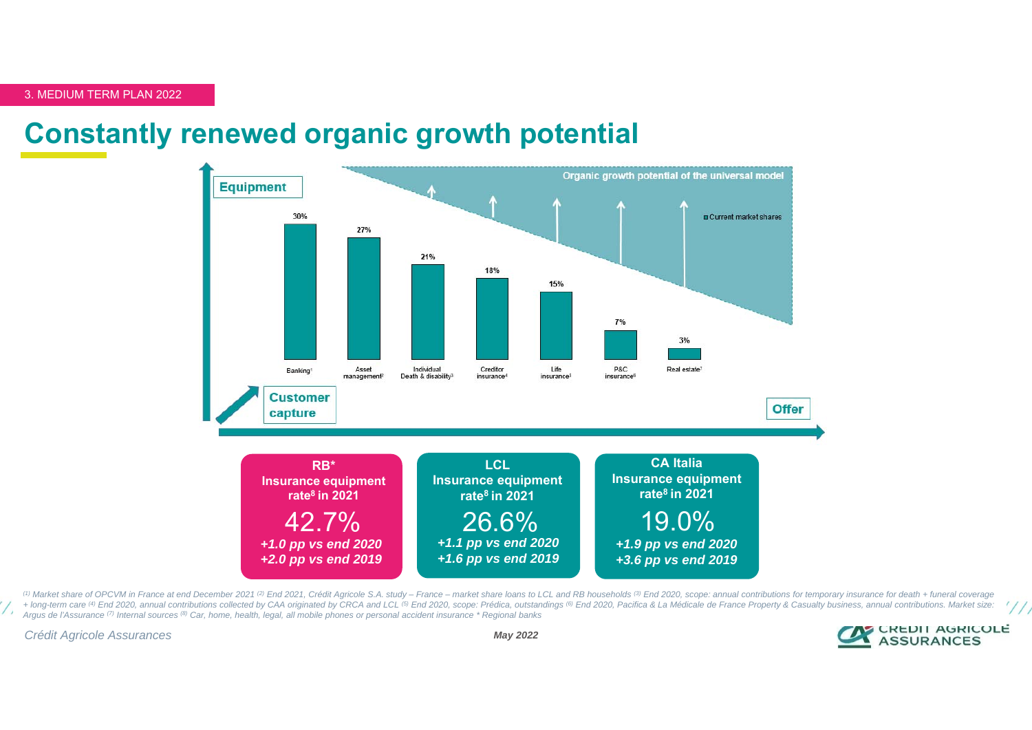3. MEDIUM TERM PLAN 2022

# Constantly renewed organic growth potential

**Equipment**

Organic growth potential of the universal model

Current market shares

| Banking[1] | Asset management[2] | Individual Death & disability[3] | Creditor insurance[4] | Life insurance[5] | P&C insurance[6] | Real estate[7] |
|---|---|---|---|---|---|---|
| 30% | 27% | 21% | 18% | 15% | 7% | 3% |

**Customer capture**

**Offer**

| RB* Insurance equipment rate[8] in 2021 | LCL Insurance equipment rate[8] in 2021 | CA Italia Insurance equipment rate[8] in 2021 |
|---|---|---|
| 42.7% | 26.6% | 19.0% |
| *+1.0 pp vs end 2020* | *+1.1 pp vs end 2020* | *+1.9 pp vs end 2020* |
| *+2.0 pp vs end 2019* | *+1.6 pp vs end 2019* | *+3.6 pp vs end 2019* |

*(1) Market share of OPCVM in France at end December 2021 (2) End 2021, Crédit Agricole S.A. study – France – market share loans to LCL and RB households (3) End 2020, scope: annual contributions for temporary insurance for death + funeral coverage + long-term care (4) End 2020, annual contributions collected by CAA originated by CRCA and LCL (5) End 2020, scope: Prédica, outstandings (6) End 2020, Pacifica & La Médicale de France Property & Casualty business, annual contributions. Market size: Argus de l'Assurance (7) Internal sources (8) Car, home, health, legal, all mobile phones or personal accident insurance * Regional banks*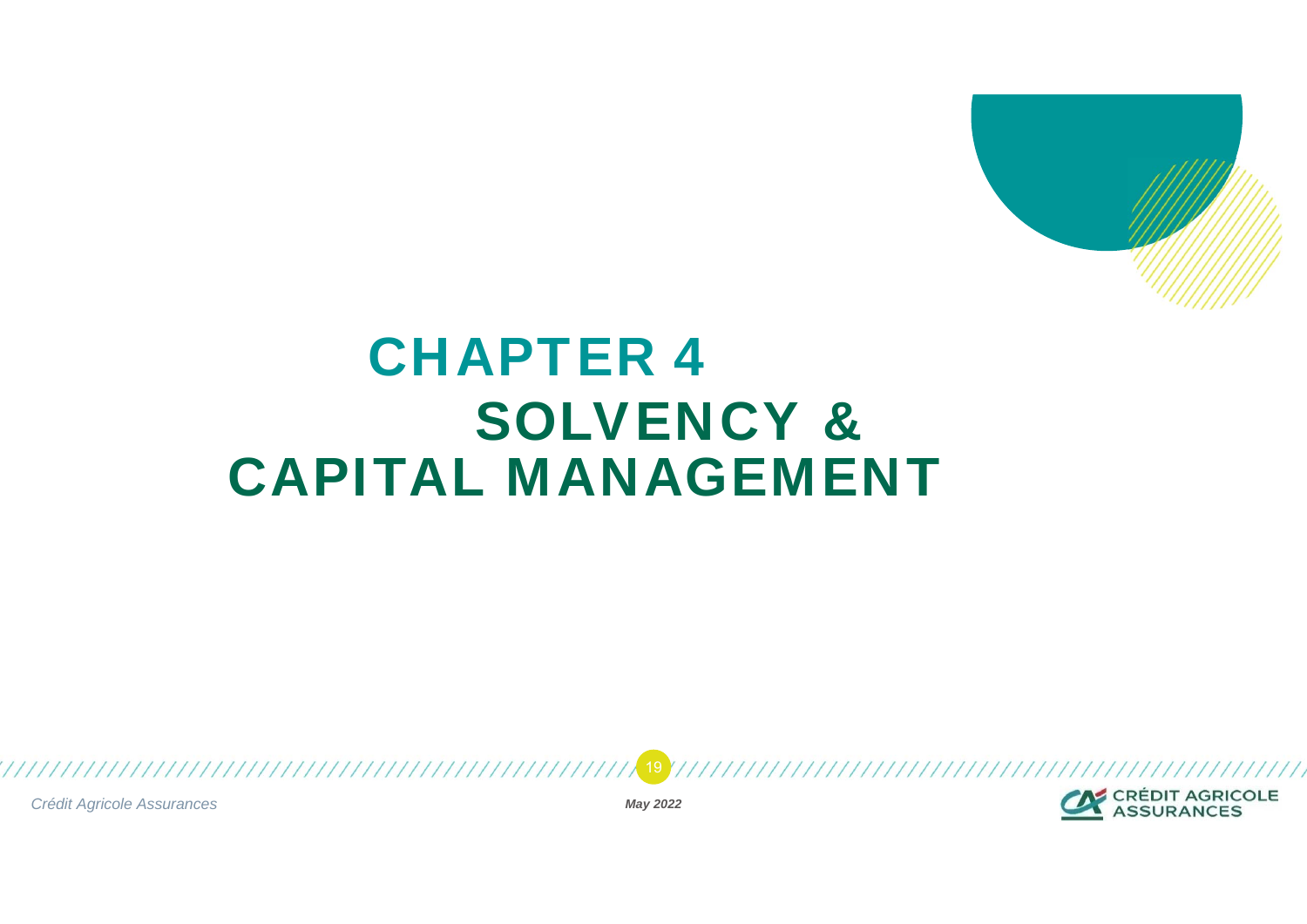# CHAPTER 4

# SOLVENCY & CAPITAL MANAGEMENT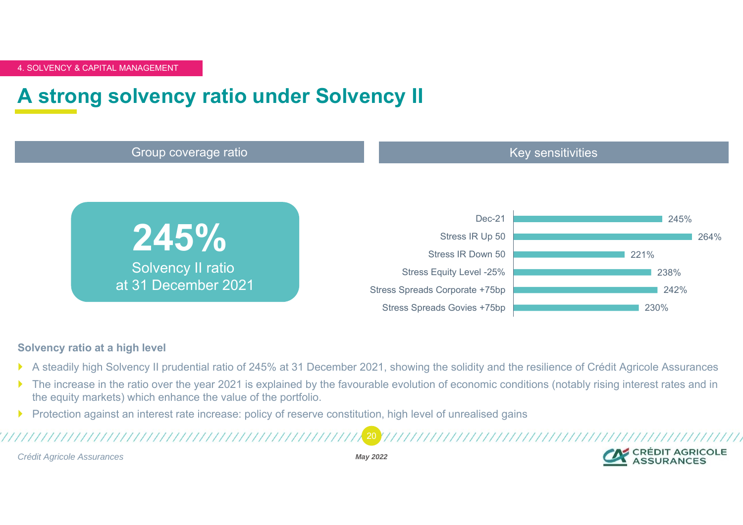4. SOLVENCY & CAPITAL MANAGEMENT

# A strong solvency ratio under Solvency II

## Group coverage ratio

**245%**

Solvency II ratio
at 31 December 2021

## Key sensitivities

| Scenario | Ratio |
| --- | --- |
| Dec-21 | 245% |
| Stress IR Up 50 | 264% |
| Stress IR Down 50 | 221% |
| Stress Equity Level -25% | 238% |
| Stress Spreads Corporate +75bp | 242% |
| Stress Spreads Govies +75bp | 230% |

**Solvency ratio at a high level**

- A steadily high Solvency II prudential ratio of 245% at 31 December 2021, showing the solidity and the resilience of Crédit Agricole Assurances
- The increase in the ratio over the year 2021 is explained by the favourable evolution of economic conditions (notably rising interest rates and in the equity markets) which enhance the value of the portfolio.
- Protection against an interest rate increase: policy of reserve constitution, high level of unrealised gains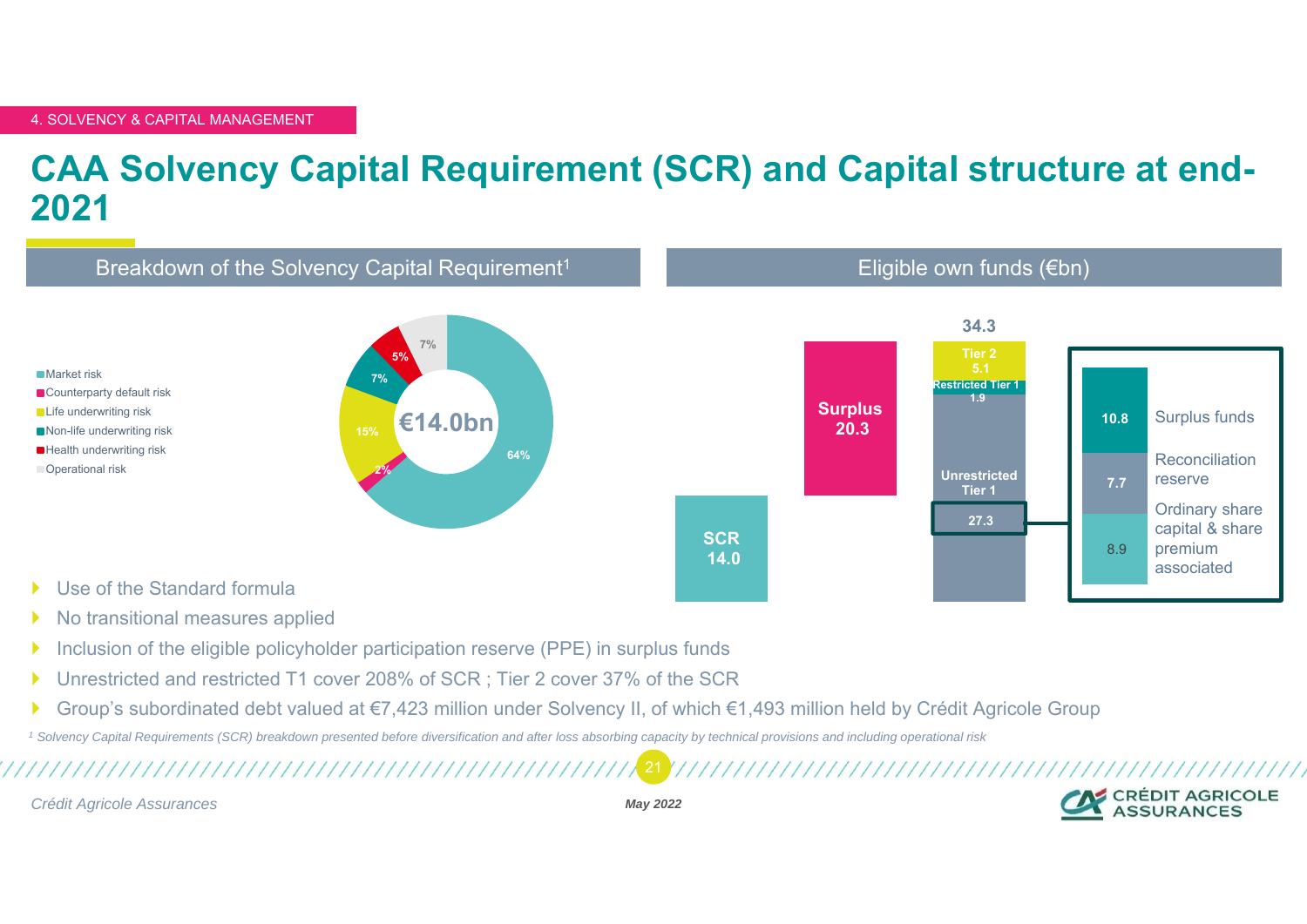4. SOLVENCY & CAPITAL MANAGEMENT

# CAA Solvency Capital Requirement (SCR) and Capital structure at end-2021

## Breakdown of the Solvency Capital Requirement[1]

€14.0bn

| Risk | Share |
|---|---|
| Market risk | 64% |
| Counterparty default risk | 2% |
| Life underwriting risk | 15% |
| Non-life underwriting risk | 7% |
| Health underwriting risk | 5% |
| Operational risk | 7% |

## Eligible own funds (€bn)

- SCR 14.0
- Surplus 20.3
- 34.3
  - Tier 2: 5.1
  - Restricted Tier 1: 1.9
  - Unrestricted Tier 1: 27.3
    - Surplus funds: 10.8
    - Reconciliation reserve: 7.7
    - Ordinary share capital & share premium associated: 8.9

- Use of the Standard formula
- No transitional measures applied
- Inclusion of the eligible policyholder participation reserve (PPE) in surplus funds
- Unrestricted and restricted T1 cover 208% of SCR ; Tier 2 cover 37% of the SCR
- Group's subordinated debt valued at €7,423 million under Solvency II, of which €1,493 million held by Crédit Agricole Group

[1] *Solvency Capital Requirements (SCR) breakdown presented before diversification and after loss absorbing capacity by technical provisions and including operational risk*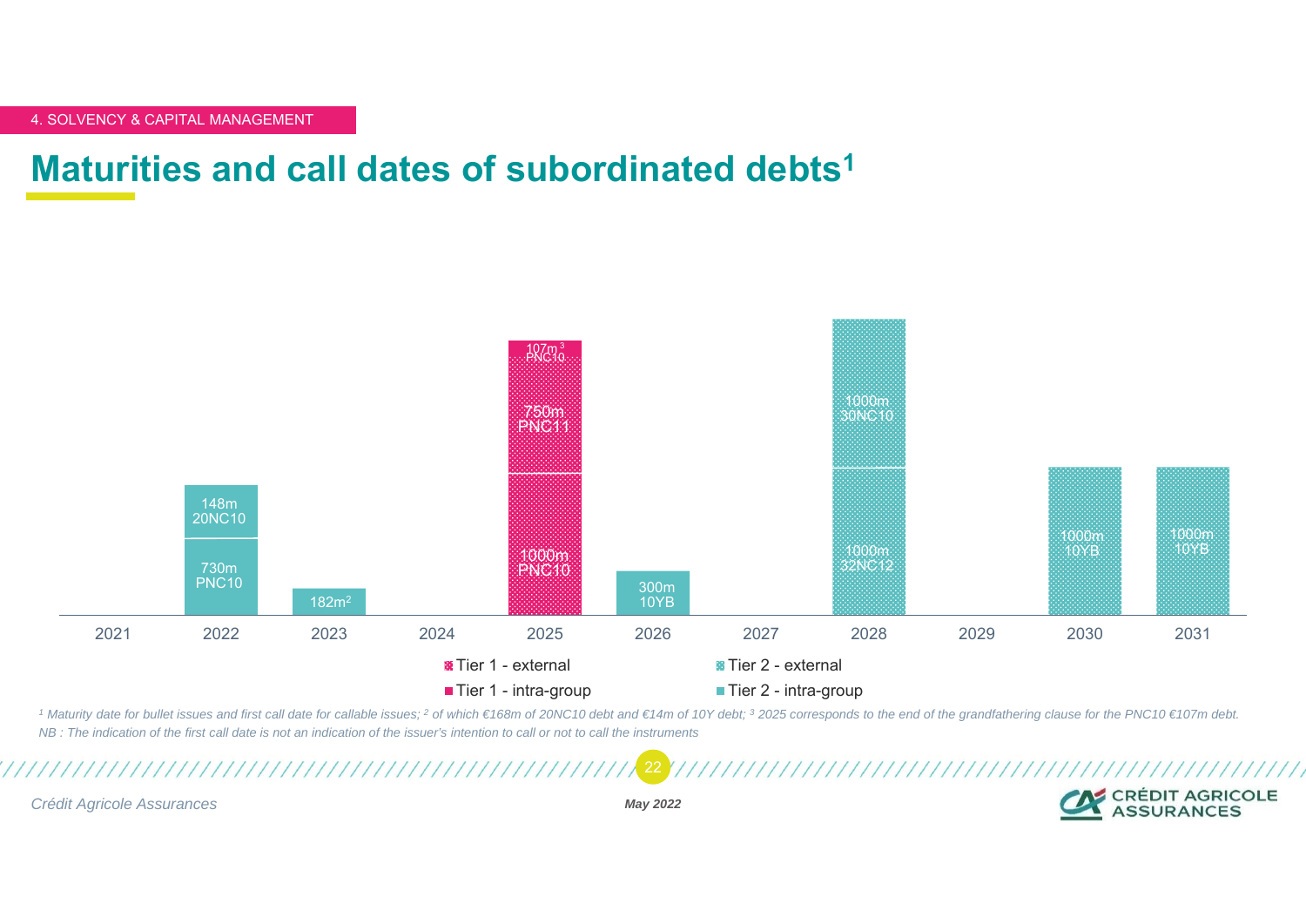4. SOLVENCY & CAPITAL MANAGEMENT

# Maturities and call dates of subordinated debts[1]

| Year | Amount / Instrument | Category |
|---|---|---|
| 2021 | – | – |
| 2022 | 730m PNC10 | Tier 2 - intra-group |
| 2022 | 148m 20NC10 | Tier 2 - intra-group |
| 2023 | 182m[2] | Tier 2 - intra-group |
| 2024 | – | – |
| 2025 | 1000m PNC10 | Tier 1 - external |
| 2025 | 750m PNC11 | Tier 1 - external |
| 2025 | 107m[3] PNC10 | Tier 1 - intra-group |
| 2026 | 300m 10YB | Tier 2 - intra-group |
| 2027 | – | – |
| 2028 | 1000m 32NC12 | Tier 2 - external |
| 2028 | 1000m 30NC10 | Tier 2 - external |
| 2029 | – | – |
| 2030 | 1000m 10YB | Tier 2 - external |
| 2031 | 1000m 10YB | Tier 2 - external |

*[1] Maturity date for bullet issues and first call date for callable issues; [2] of which €168m of 20NC10 debt and €14m of 10Y debt; [3] 2025 corresponds to the end of the grandfathering clause for the PNC10 €107m debt.*

*NB : The indication of the first call date is not an indication of the issuer's intention to call or not to call the instruments*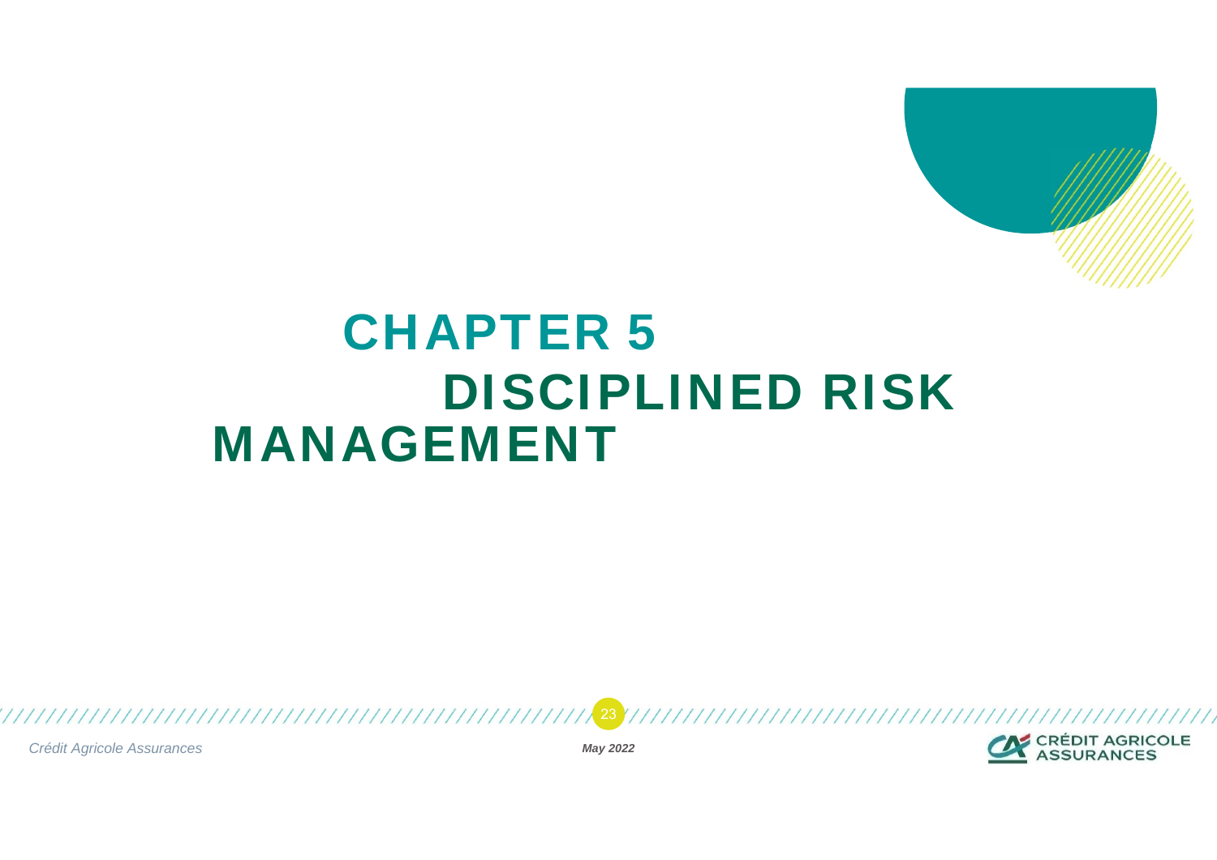# CHAPTER 5
# DISCIPLINED RISK MANAGEMENT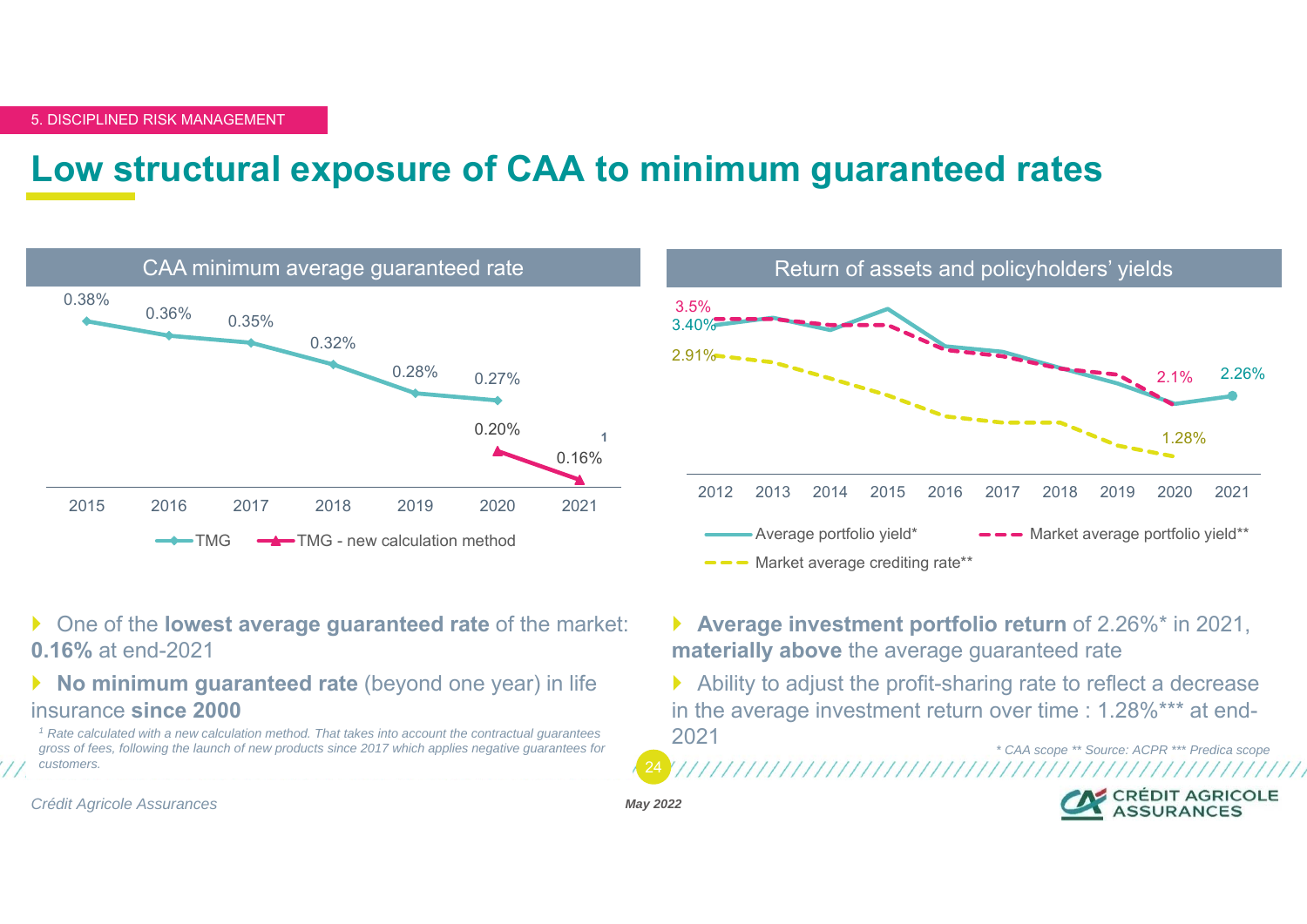5. DISCIPLINED RISK MANAGEMENT

# Low structural exposure of CAA to minimum guaranteed rates

## CAA minimum average guaranteed rate

| | 2015 | 2016 | 2017 | 2018 | 2019 | 2020 | 2021 |
|---|---|---|---|---|---|---|---|
| TMG | 0.38% | 0.36% | 0.35% | 0.32% | 0.28% | 0.27% | |
| TMG - new calculation method | | | | | | 0.20% | 0.16% [1] |

## Return of assets and policyholders' yields

| | 2012 | 2020 | 2021 |
|---|---|---|---|
| Average portfolio yield* | 3.40% | | 2.26% |
| Market average portfolio yield** | 3.5% | 2.1% | |
| Market average crediting rate** | 2.91% | 1.28% | |

- One of the **lowest average guaranteed rate** of the market: **0.16%** at end-2021
- **No minimum guaranteed rate** (beyond one year) in life insurance **since 2000**

*[1] Rate calculated with a new calculation method. That takes into account the contractual guarantees gross of fees, following the launch of new products since 2017 which applies negative guarantees for customers.*

- **Average investment portfolio return** of 2.26%* in 2021, **materially above** the average guaranteed rate
- Ability to adjust the profit-sharing rate to reflect a decrease in the average investment return over time : 1.28%*** at end-2021

*\* CAA scope \*\* Source: ACPR \*\*\* Predica scope*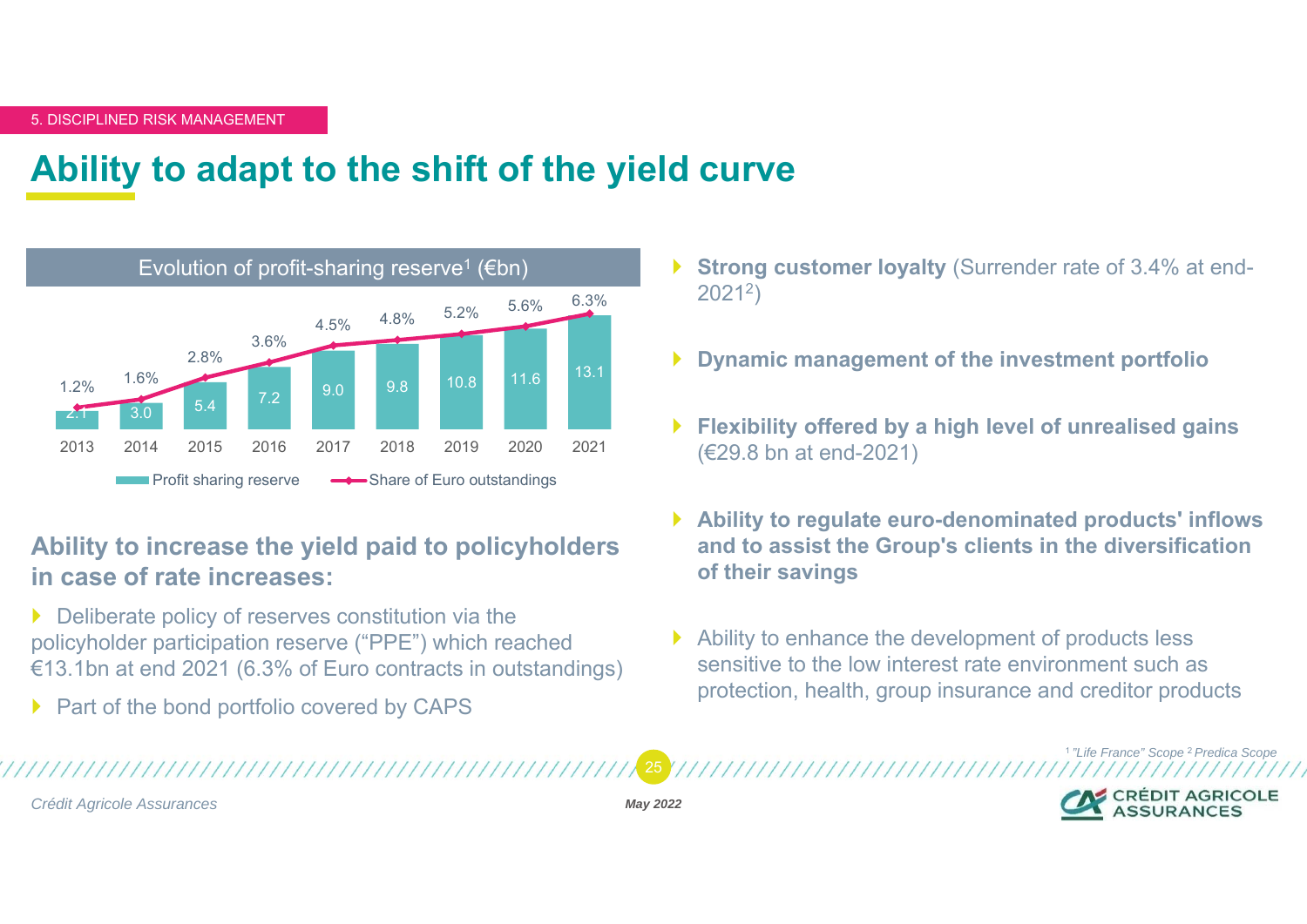5. DISCIPLINED RISK MANAGEMENT

# Ability to adapt to the shift of the yield curve

**Evolution of profit-sharing reserve[1] (€bn)**

| Year | Profit sharing reserve | Share of Euro outstandings |
|---|---|---|
| 2013 | 2.1 | 1.2% |
| 2014 | 3.0 | 1.6% |
| 2015 | 5.4 | 2.8% |
| 2016 | 7.2 | 3.6% |
| 2017 | 9.0 | 4.5% |
| 2018 | 9.8 | 4.8% |
| 2019 | 10.8 | 5.2% |
| 2020 | 11.6 | 5.6% |
| 2021 | 13.1 | 6.3% |

## Ability to increase the yield paid to policyholders in case of rate increases:

- Deliberate policy of reserves constitution via the policyholder participation reserve ("PPE") which reached €13.1bn at end 2021 (6.3% of Euro contracts in outstandings)
- Part of the bond portfolio covered by CAPS

- **Strong customer loyalty** (Surrender rate of 3.4% at end-2021[2])
- **Dynamic management of the investment portfolio**
- **Flexibility offered by a high level of unrealised gains** (€29.8 bn at end-2021)
- **Ability to regulate euro-denominated products' inflows and to assist the Group's clients in the diversification of their savings**
- Ability to enhance the development of products less sensitive to the low interest rate environment such as protection, health, group insurance and creditor products

[1] *"Life France" Scope* [2] *Predica Scope*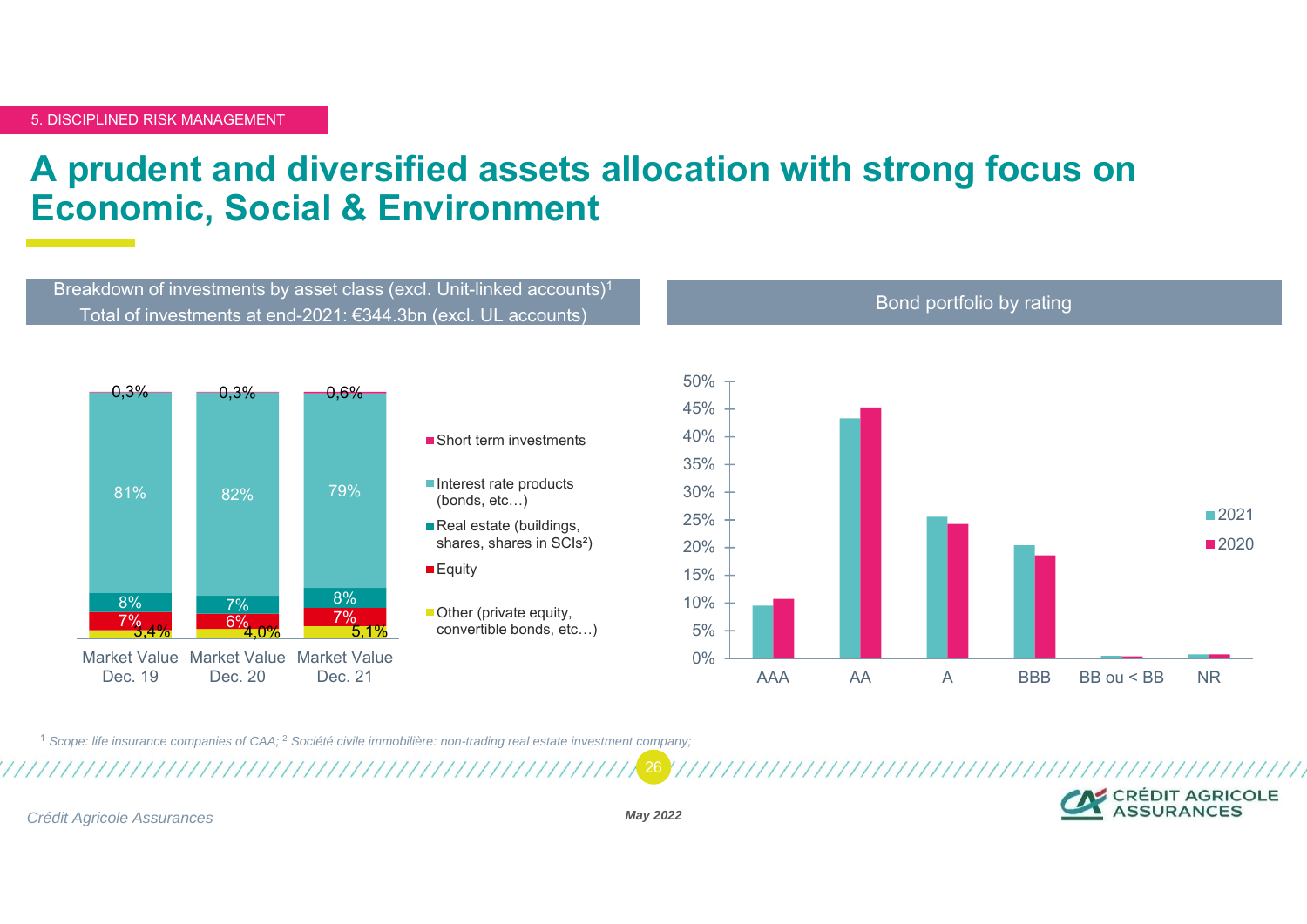5. DISCIPLINED RISK MANAGEMENT

# A prudent and diversified assets allocation with strong focus on Economic, Social & Environment

## Breakdown of investments by asset class (excl. Unit-linked accounts)[1]
Total of investments at end-2021: €344.3bn (excl. UL accounts)

| | Market Value Dec. 19 | Market Value Dec. 20 | Market Value Dec. 21 |
|---|---|---|---|
| Short term investments | 0,3% | 0,3% | 0,6% |
| Interest rate products (bonds, etc…) | 81% | 82% | 79% |
| Real estate (buildings, shares, shares in SCIs²) | 8% | 7% | 8% |
| Equity | 7% | 6% | 7% |
| Other (private equity, convertible bonds, etc…) | 3,4% | 4,0% | 5,1% |

## Bond portfolio by rating

Chart: 2021 vs 2020 (0%–50% scale) — AAA, AA, A, BBB, BB ou < BB, NR

[1] Scope: life insurance companies of CAA; [2] Société civile immobilière: non-trading real estate investment company;

Crédit Agricole Assurances

May 2022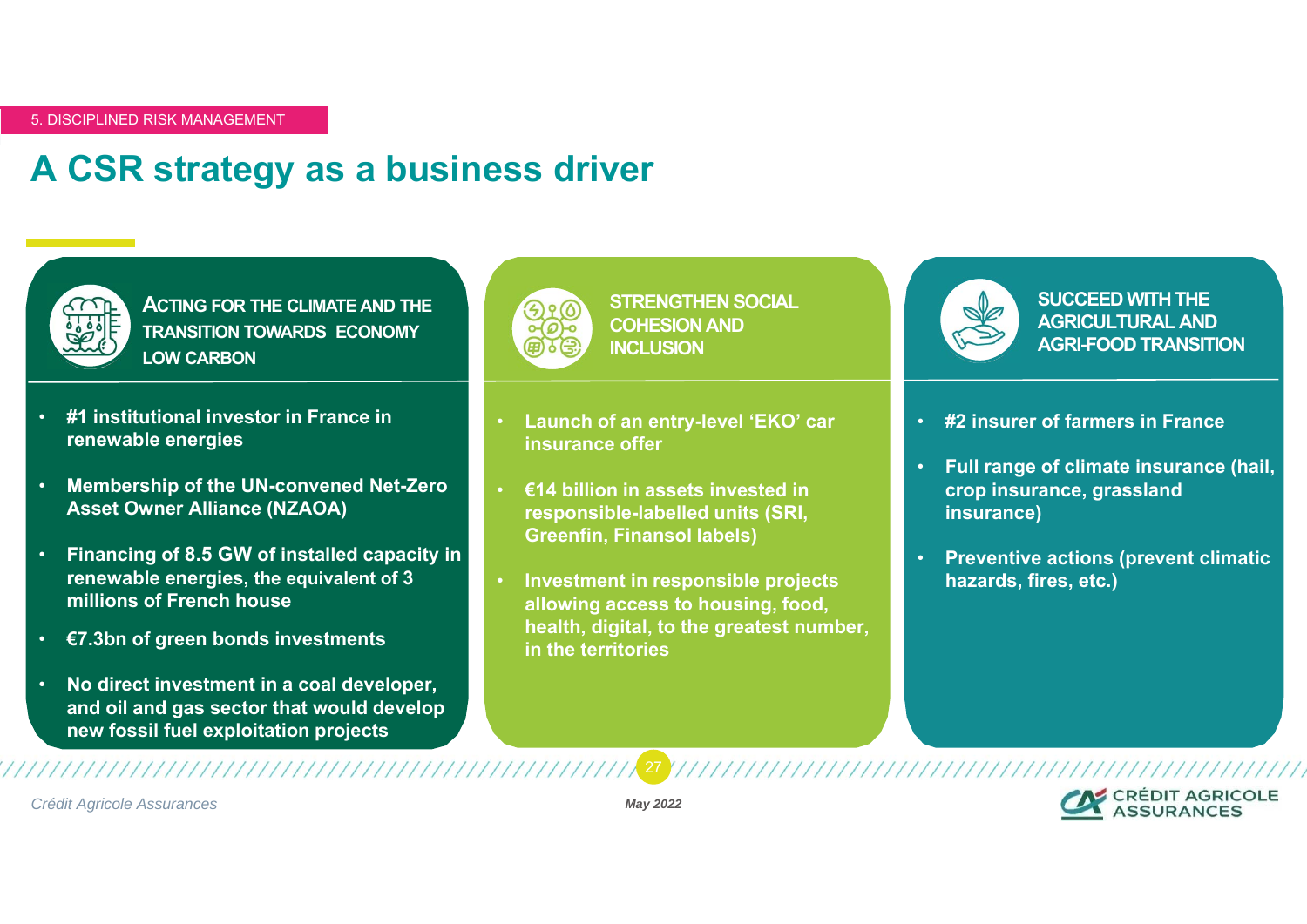5. DISCIPLINED RISK MANAGEMENT

# A CSR strategy as a business driver

### ACTING FOR THE CLIMATE AND THE TRANSITION TOWARDS ECONOMY LOW CARBON

- **#1 institutional investor in France in renewable energies**
- **Membership of the UN-convened Net-Zero Asset Owner Alliance (NZAOA)**
- **Financing of 8.5 GW of installed capacity in renewable energies, the equivalent of 3 millions of French house**
- **€7.3bn of green bonds investments**
- **No direct investment in a coal developer, and oil and gas sector that would develop new fossil fuel exploitation projects**

### STRENGTHEN SOCIAL COHESION AND INCLUSION

- **Launch of an entry-level 'EKO' car insurance offer**
- **€14 billion in assets invested in responsible-labelled units (SRI, Greenfin, Finansol labels)**
- **Investment in responsible projects allowing access to housing, food, health, digital, to the greatest number, in the territories**

### SUCCEED WITH THE AGRICULTURAL AND AGRI-FOOD TRANSITION

- **#2 insurer of farmers in France**
- **Full range of climate insurance (hail, crop insurance, grassland insurance)**
- **Preventive actions (prevent climatic hazards, fires, etc.)**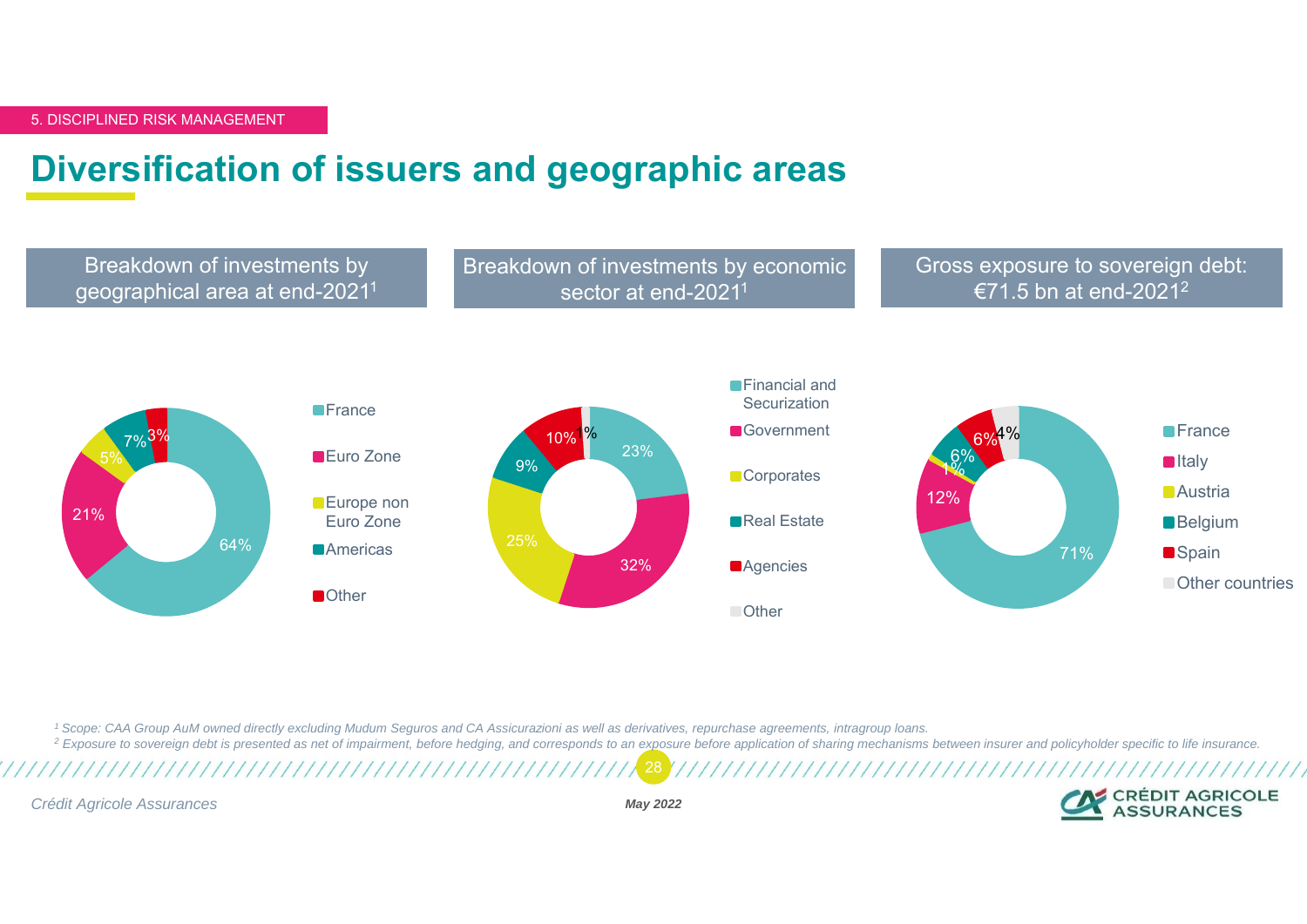5. DISCIPLINED RISK MANAGEMENT

# Diversification of issuers and geographic areas

## Breakdown of investments by geographical area at end-2021[1]

| Area | Share |
|---|---|
| France | 64% |
| Euro Zone | 21% |
| Europe non Euro Zone | 5% |
| Americas | 7% |
| Other | 3% |

## Breakdown of investments by economic sector at end-2021[1]

| Sector | Share |
|---|---|
| Financial and Securization | 23% |
| Government | 32% |
| Corporates | 25% |
| Real Estate | 9% |
| Agencies | 10% |
| Other | 1% |

## Gross exposure to sovereign debt: €71.5 bn at end-2021[2]

| Country | Share |
|---|---|
| France | 71% |
| Italy | 12% |
| Austria | 1% |
| Belgium | 6% |
| Spain | 6% |
| Other countries | 4% |

*[1] Scope: CAA Group AuM owned directly excluding Mudum Seguros and CA Assicurazioni as well as derivatives, repurchase agreements, intragroup loans.*

*[2] Exposure to sovereign debt is presented as net of impairment, before hedging, and corresponds to an exposure before application of sharing mechanisms between insurer and policyholder specific to life insurance.*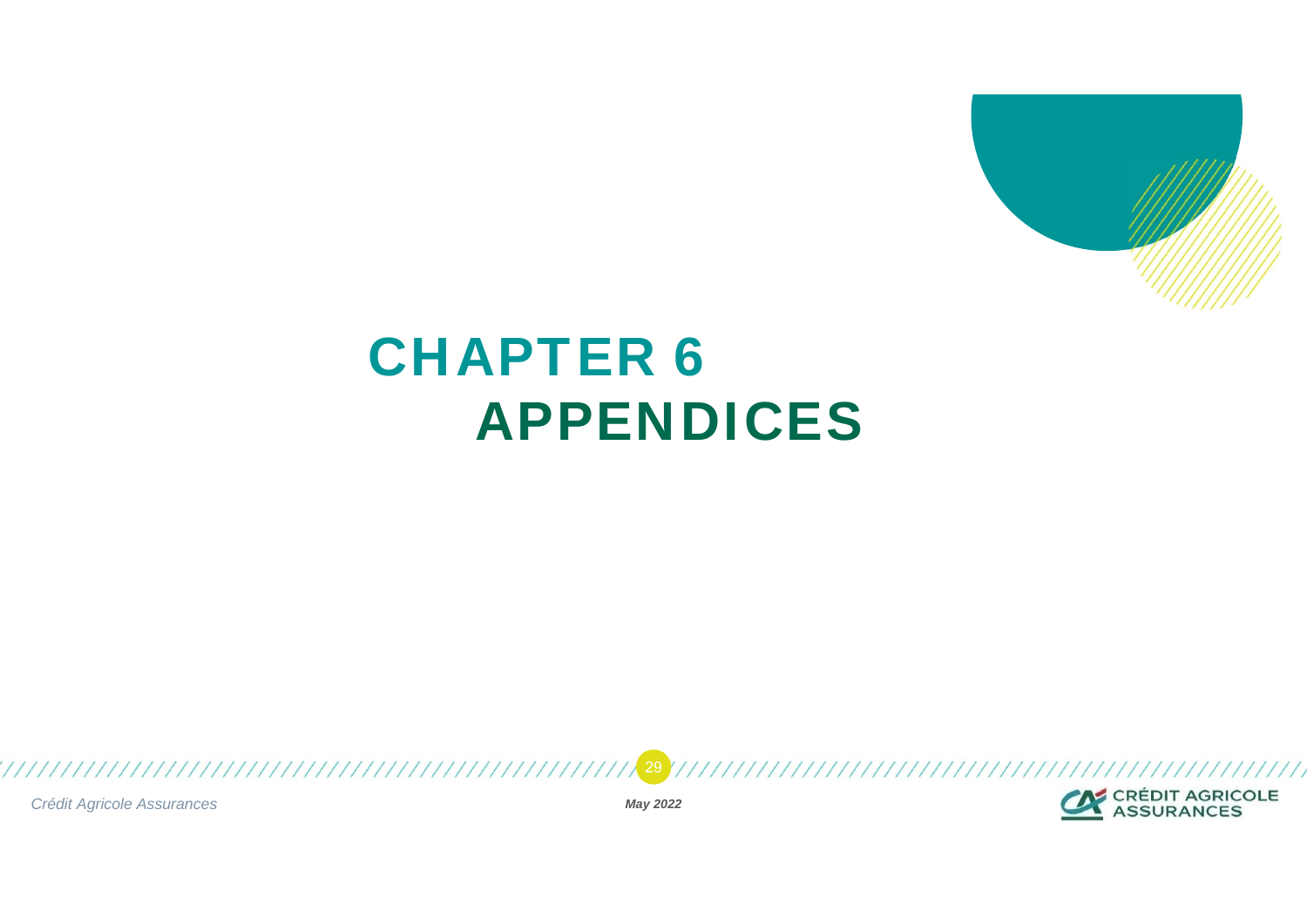# CHAPTER 6
# APPENDICES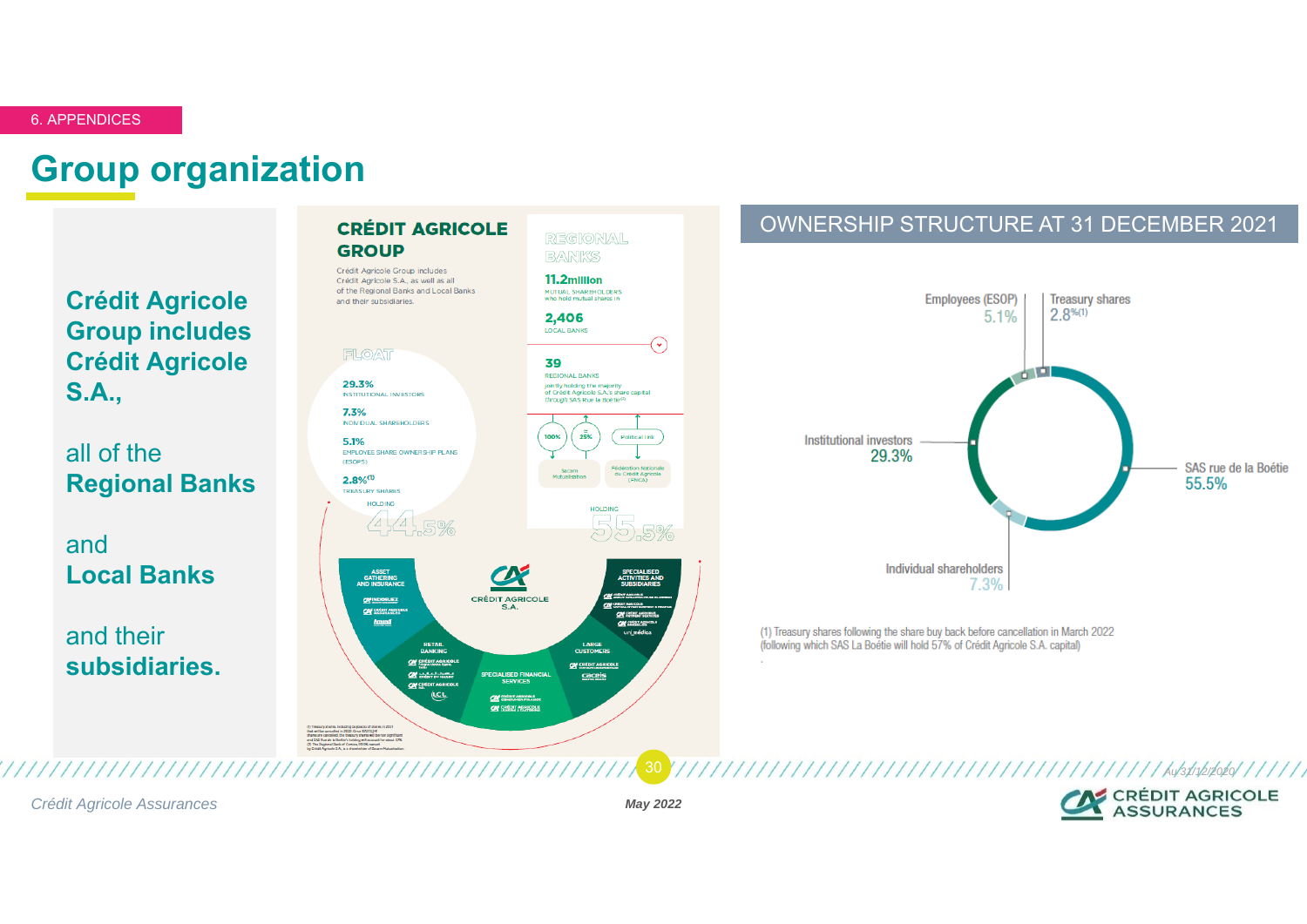# Group organization

**Crédit Agricole Group includes Crédit Agricole S.A.,**

all of the **Regional Banks**

and **Local Banks**

and their **subsidiaries.**

## CRÉDIT AGRICOLE GROUP

Crédit Agricole Group includes Crédit Agricole S.A., as well as all of the Regional Banks and Local Banks and their subsidiaries.

### REGIONAL BANKS

**11.2million** MUTUAL SHAREHOLDERS who hold mutual shares in

**2,406** LOCAL BANKS

**39** REGIONAL BANKS jointly holding the majority of Crédit Agricole S.A.'s share capital through SAS Rue la Boétie[2]

100% — Sacam Mutualisation; 25% ; Political link — Fédération Nationale du Crédit Agricole (FNCA)

HOLDING **55.5%**

### FLOAT

**29.3%** INSTITUTIONAL INVESTORS

**7.3%** INDIVIDUAL SHAREHOLDERS

**5.1%** EMPLOYEE SHARE OWNERSHIP PLANS (ESOPS)

**2.8%**[1] TREASURY SHARES

HOLDING **44.5%**

CRÉDIT AGRICOLE S.A.

- ASSET GATHERING AND INSURANCE
- RETAIL BANKING
- SPECIALISED FINANCIAL SERVICES
- LARGE CUSTOMERS
- SPECIALISED ACTIVITIES AND SUBSIDIARIES

## OWNERSHIP STRUCTURE AT 31 DECEMBER 2021

- SAS rue de la Boétie: 55.5%
- Institutional investors: 29.3%
- Individual shareholders: 7.3%
- Employees (ESOP): 5.1%
- Treasury shares: 2.8%[1]

(1) Treasury shares following the share buy back before cancellation in March 2022 (following which SAS La Boétie will hold 57% of Crédit Agricole S.A. capital)

Au 31/12/2020

Crédit Agricole Assurances — May 2022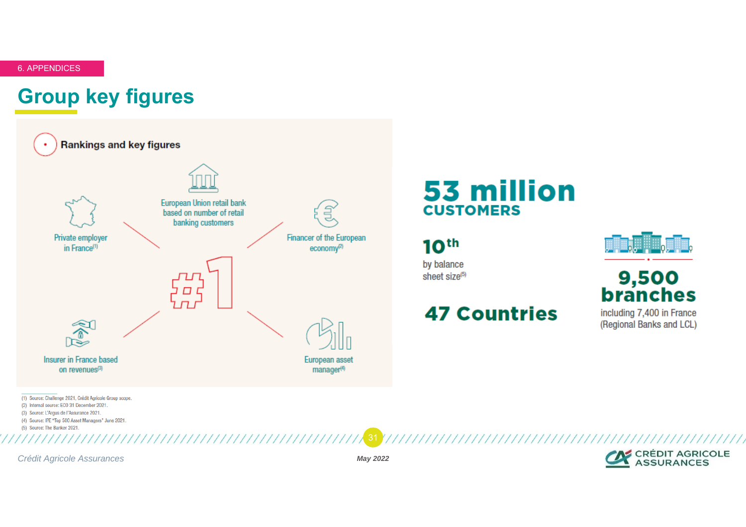6. APPENDICES

# Group key figures

## Rankings and key figures

**#1**

- European Union retail bank based on number of retail banking customers
- Private employer in France[1]
- Financer of the European economy[2]
- Insurer in France based on revenues[3]
- European asset manager[4]

**53 million**
**CUSTOMERS**

**10th**
by balance sheet size[5]

**47 Countries**

**9,500 branches**
including 7,400 in France (Regional Banks and LCL)

(1) Source: Challenge 2021, Crédit Agricole Group scope.
(2) Internal source: ECO 31 December 2021.
(3) Source: L'Argus de l'Assurance 2021.
(4) Source: IPE "Top 500 Asset Managers" June 2021.
(5) Source: The Banker 2021.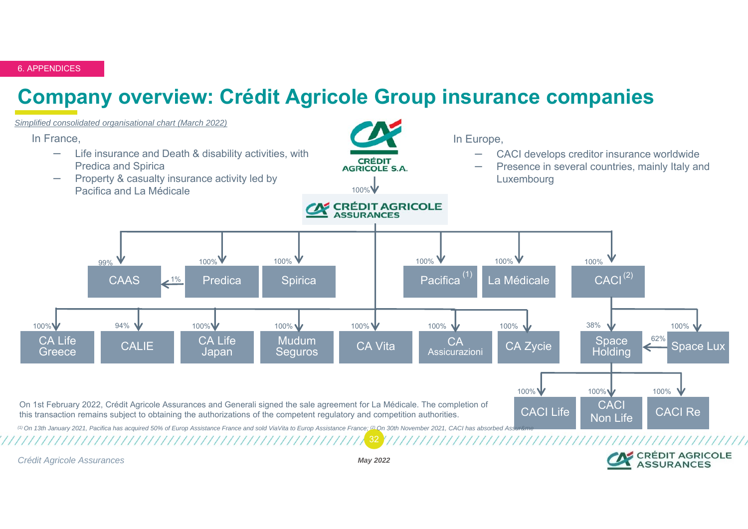# Company overview: Crédit Agricole Group insurance companies

*Simplified consolidated organisational chart (March 2022)*

In France,

- Life insurance and Death & disability activities, with Predica and Spirica
- Property & casualty insurance activity led by Pacifica and La Médicale

In Europe,

- CACI develops creditor insurance worldwide
- Presence in several countries, mainly Italy and Luxembourg

CRÉDIT AGRICOLE S.A.

100% ↓

CRÉDIT AGRICOLE ASSURANCES

- 99% CAAS (1% held by Predica)
- 100% Predica
- 100% Spirica
- 100% Pacifica (1)
- 100% La Médicale
- 100% CACI (2)
  - 38% Space Holding (62% held by Space Lux)
    - 100% CACI Life
    - 100% CACI Non Life
    - 100% CACI Re
  - 100% Space Lux
- 100% CA Life Greece
- 94% CALIE
- 100% CA Life Japan
- 100% Mudum Seguros
- 100% CA Vita
- 100% CA Assicurazioni
- 100% CA Zycie

On 1st February 2022, Crédit Agricole Assurances and Generali signed the sale agreement for La Médicale. The completion of this transaction remains subject to obtaining the authorizations of the competent regulatory and competition authorities.

*(1) On 13th January 2021, Pacifica has acquired 50% of Europ Assistance France and sold ViaVita to Europ Assistance France; (2) On 30th November 2021, CACI has absorbed Assurême*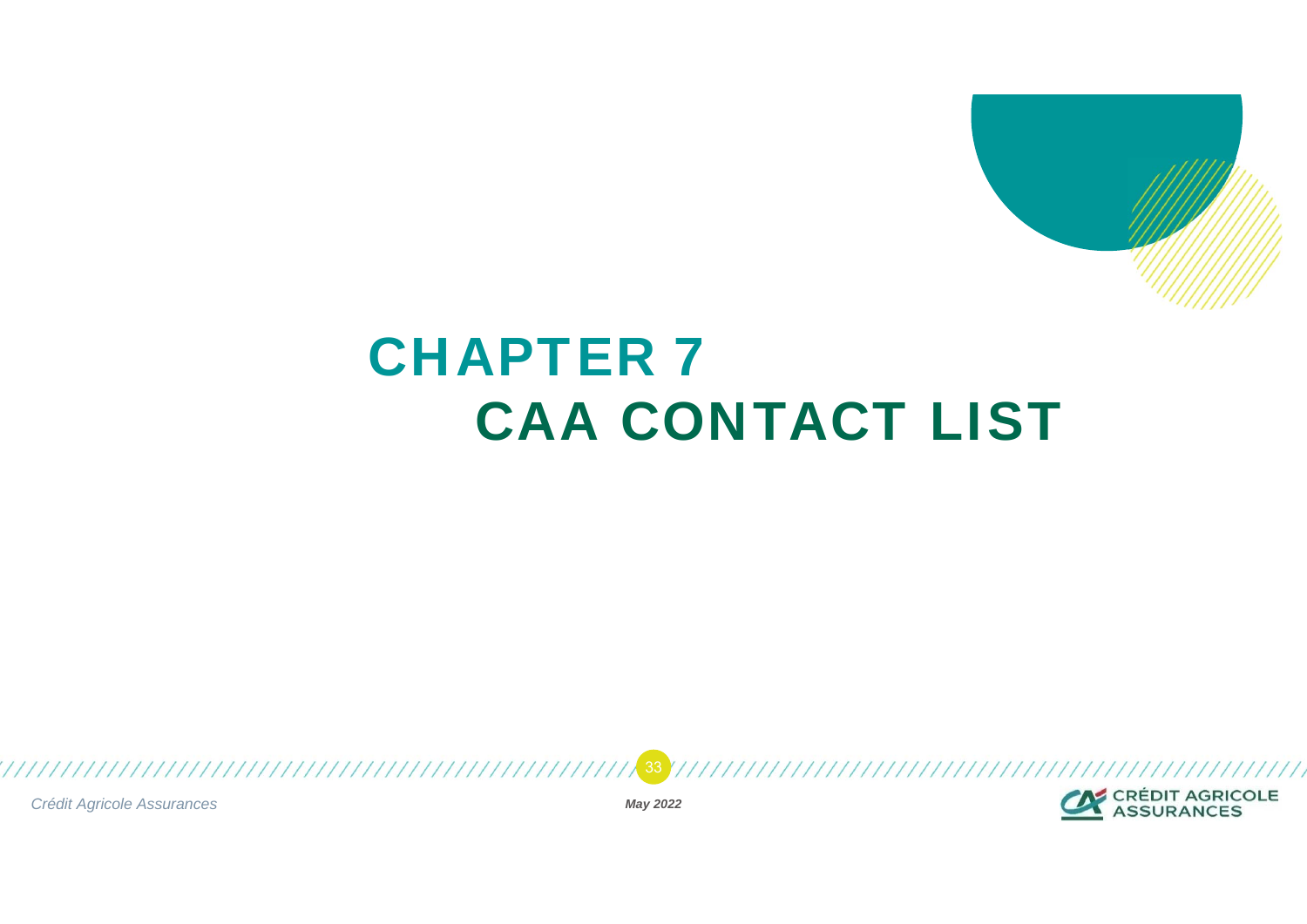# CHAPTER 7

# CAA CONTACT LIST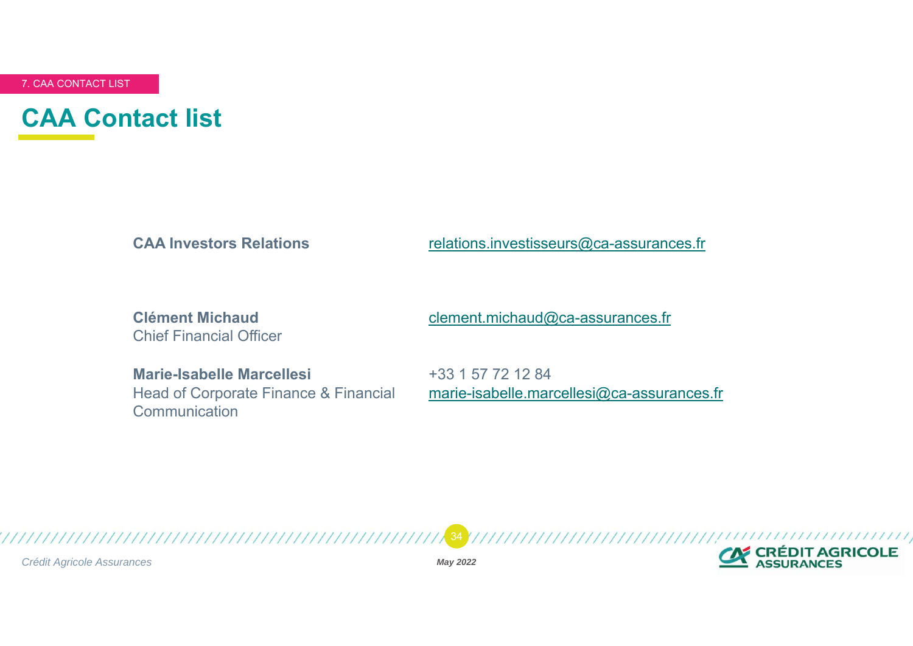7. CAA CONTACT LIST

# CAA Contact list

| | |
|---|---|
| **CAA Investors Relations** | relations.investisseurs@ca-assurances.fr |
| **Clément Michaud**<br>Chief Financial Officer | clement.michaud@ca-assurances.fr |
| **Marie-Isabelle Marcellesi**<br>Head of Corporate Finance & Financial Communication | +33 1 57 72 12 84<br>marie-isabelle.marcellesi@ca-assurances.fr |